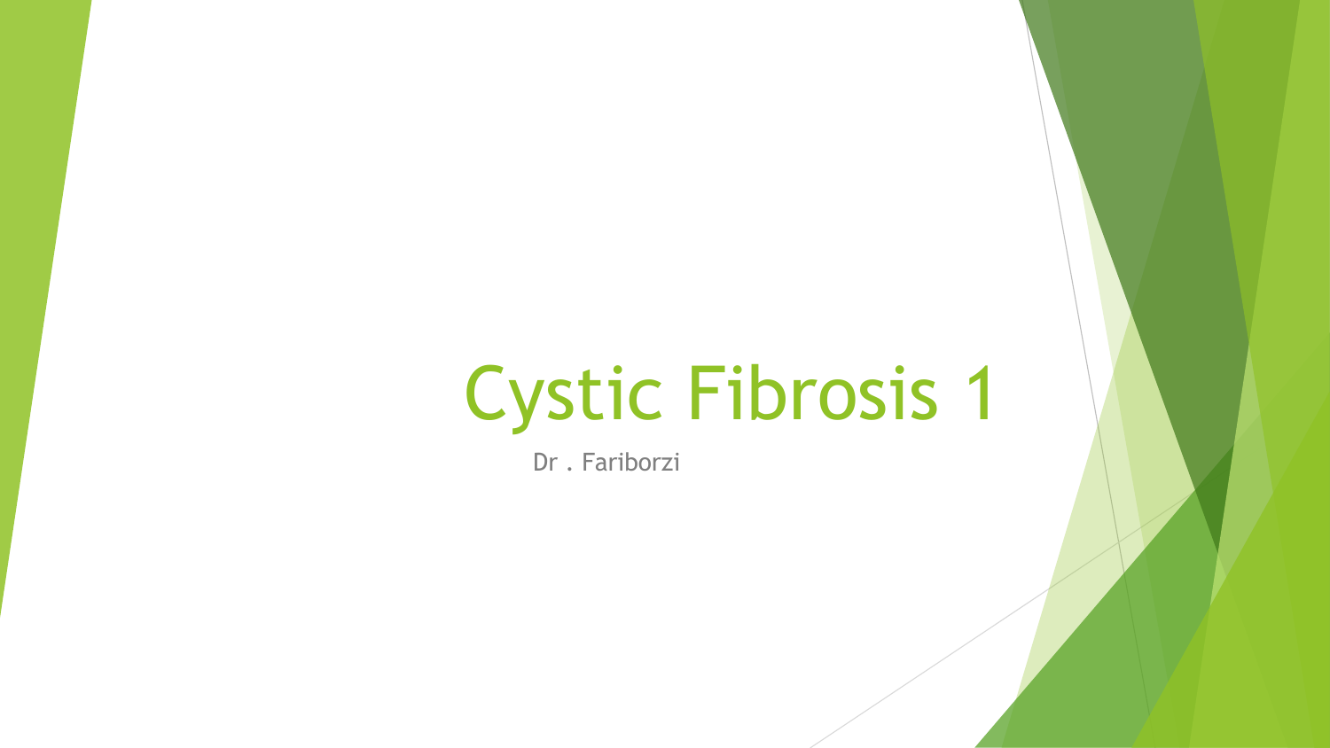# Cystic Fibrosis 1

Dr . Fariborzi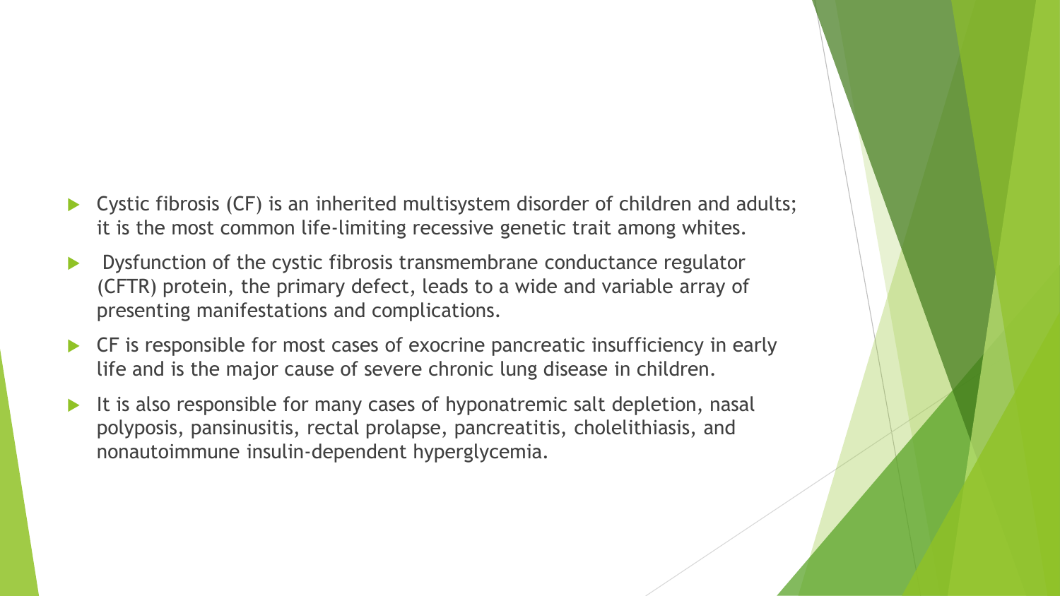- Cystic fibrosis (CF) is an inherited multisystem disorder of children and adults; it is the most common life-limiting recessive genetic trait among whites.
- Dysfunction of the cystic fibrosis transmembrane conductance regulator (CFTR) protein, the primary defect, leads to a wide and variable array of presenting manifestations and complications.
- CF is responsible for most cases of exocrine pancreatic insufficiency in early life and is the major cause of severe chronic lung disease in children.
- It is also responsible for many cases of hyponatremic salt depletion, nasal polyposis, pansinusitis, rectal prolapse, pancreatitis, cholelithiasis, and nonautoimmune insulin-dependent hyperglycemia.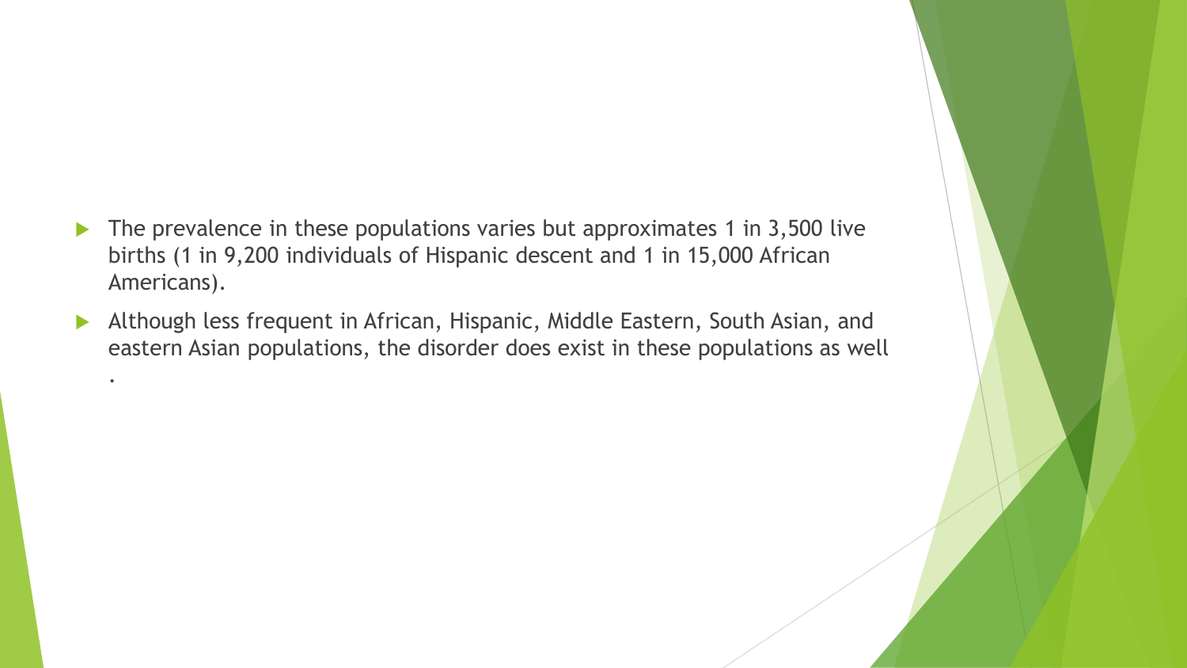- The prevalence in these populations varies but approximates 1 in 3,500 live births (1 in 9,200 individuals of Hispanic descent and 1 in 15,000 African Americans).
- Although less frequent in African, Hispanic, Middle Eastern, South Asian, and eastern Asian populations, the disorder does exist in these populations as well .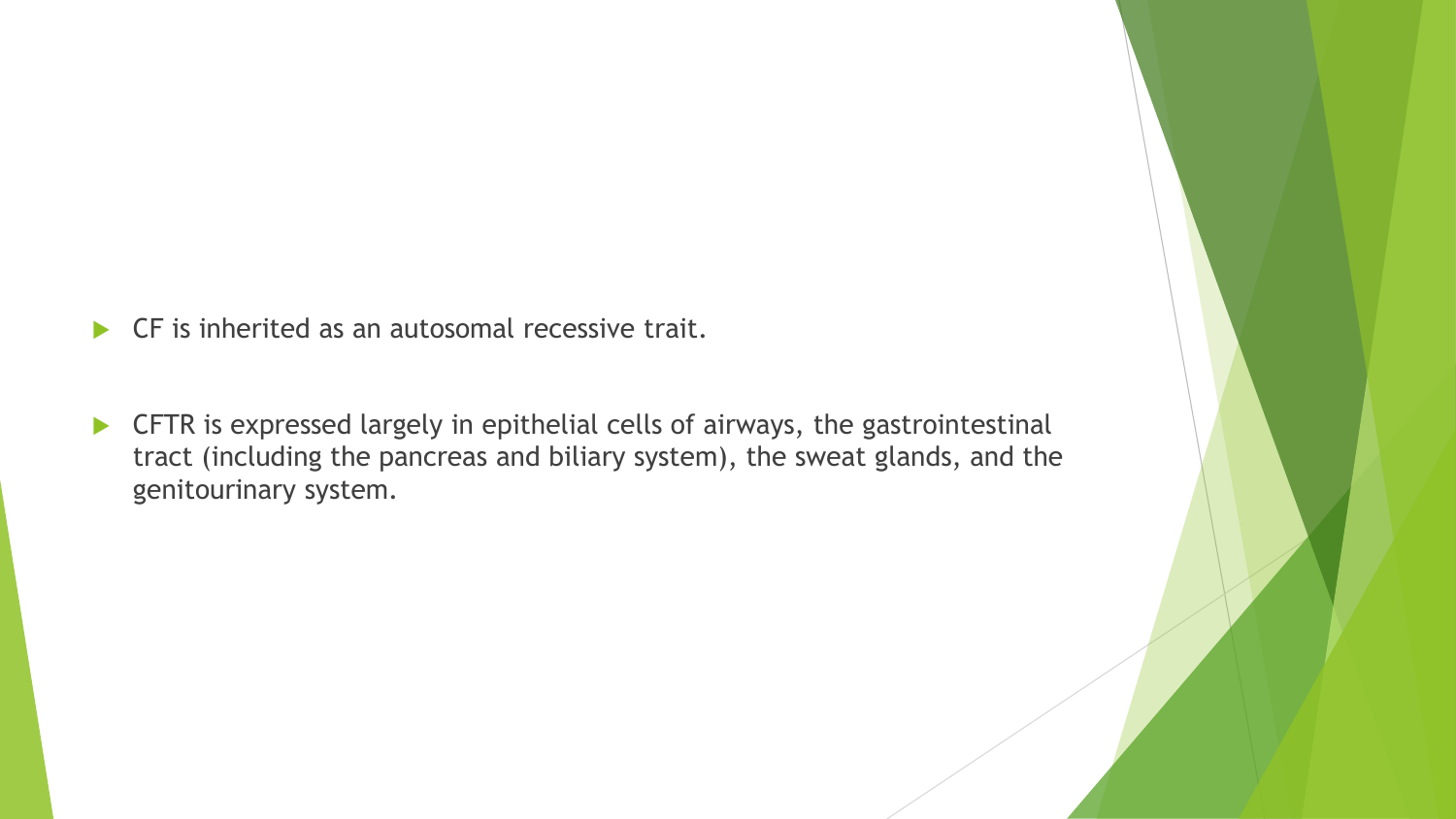- CF is inherited as an autosomal recessive trait.

- CFTR is expressed largely in epithelial cells of airways, the gastrointestinal tract (including the pancreas and biliary system), the sweat glands, and the genitourinary system.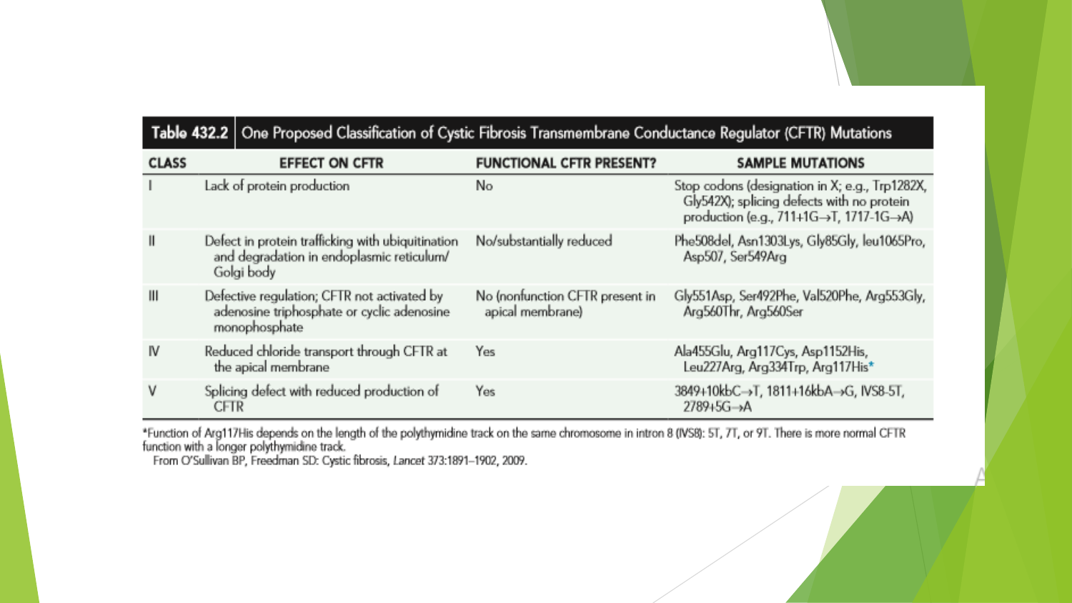| Table 432.2 | One Proposed Classification of Cystic Fibrosis Transmembrane Conductance Regulator (CFTR) Mutations | | |
|---|---|---|---|
| **CLASS** | **EFFECT ON CFTR** | **FUNCTIONAL CFTR PRESENT?** | **SAMPLE MUTATIONS** |
| I | Lack of protein production | No | Stop codons (designation in X; e.g., Trp1282X, Gly542X); splicing defects with no protein production (e.g., 711+1G→T, 1717-1G→A) |
| II | Defect in protein trafficking with ubiquitination and degradation in endoplasmic reticulum/ Golgi body | No/substantially reduced | Phe508del, Asn1303Lys, Gly85Gly, leu1065Pro, Asp507, Ser549Arg |
| III | Defective regulation; CFTR not activated by adenosine triphosphate or cyclic adenosine monophosphate | No (nonfunction CFTR present in apical membrane) | Gly551Asp, Ser492Phe, Val520Phe, Arg553Gly, Arg560Thr, Arg560Ser |
| IV | Reduced chloride transport through CFTR at the apical membrane | Yes | Ala455Glu, Arg117Cys, Asp1152His, Leu227Arg, Arg334Trp, Arg117His* |
| V | Splicing defect with reduced production of CFTR | Yes | 3849+10kbC→T, 1811+16kbA→G, IVS8-5T, 2789+5G→A |

*Function of Arg117His depends on the length of the polythymidine track on the same chromosome in intron 8 (IVS8): 5T, 7T, or 9T. There is more normal CFTR function with a longer polythymidine track.

From O'Sullivan BP, Freedman SD: Cystic fibrosis, *Lancet* 373:1891–1902, 2009.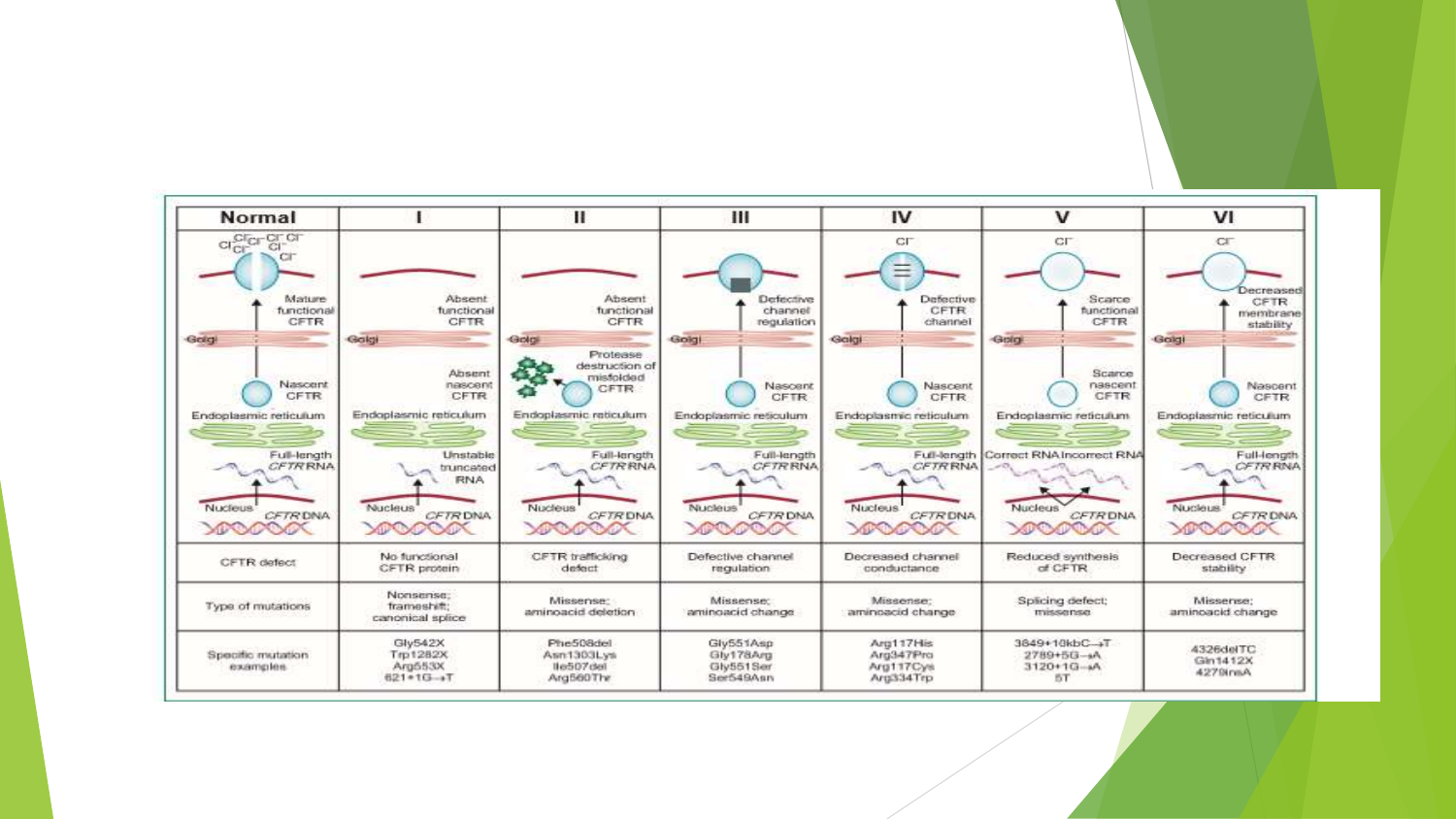| Normal | I | II | III | IV | V | VI |
|---|---|---|---|---|---|---|
| CFTR defect | No functional CFTR protein | CFTR trafficking defect | Defective channel regulation | Decreased channel conductance | Reduced synthesis of CFTR | Decreased CFTR stability |
| Type of mutations | Nonsense; frameshift; canonical splice | Missense; aminoacid deletion | Missense; aminoacid change | Missense; aminoacid change | Splicing defect; missense | Missense; aminoacid change |
| Specific mutation examples | Gly542X Trp1282X Arg553X 621+1G→T | Phe508del Asn1303Lys Ile507del Arg560Thr | Gly551Asp Gly178Arg Gly551Ser Ser549Asn | Arg117His Arg347Pro Arg117Cys Arg334Trp | 3849+10kbC→T 2789+5G→A 3120+1G→A 5T | 4326delTC Gln1412X 4279insA |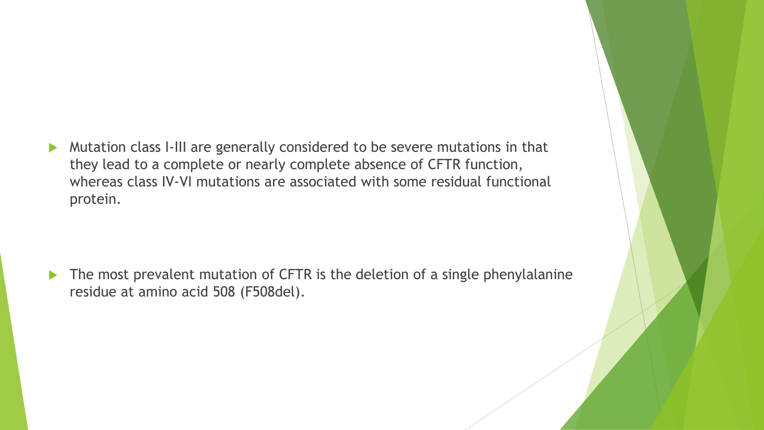- Mutation class I-III are generally considered to be severe mutations in that they lead to a complete or nearly complete absence of CFTR function, whereas class IV-VI mutations are associated with some residual functional protein.

- The most prevalent mutation of CFTR is the deletion of a single phenylalanine residue at amino acid 508 (F508del).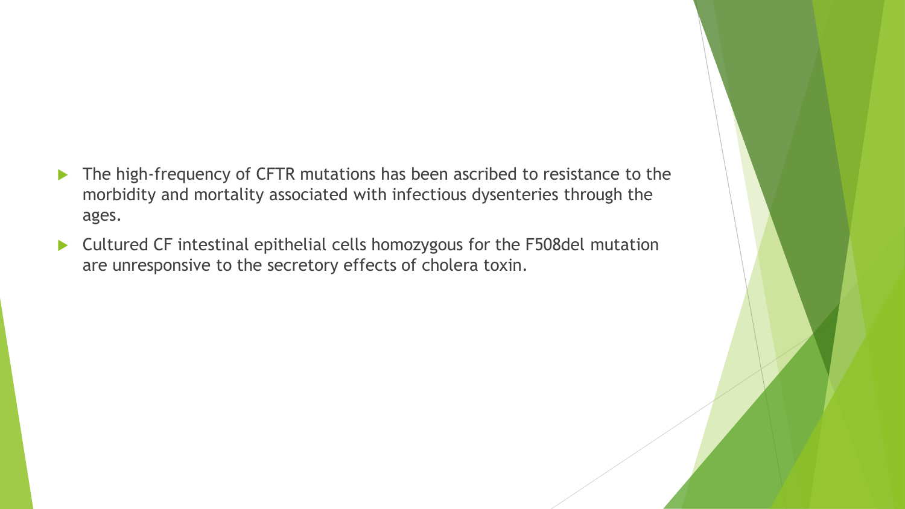- The high-frequency of CFTR mutations has been ascribed to resistance to the morbidity and mortality associated with infectious dysenteries through the ages.
- Cultured CF intestinal epithelial cells homozygous for the F508del mutation are unresponsive to the secretory effects of cholera toxin.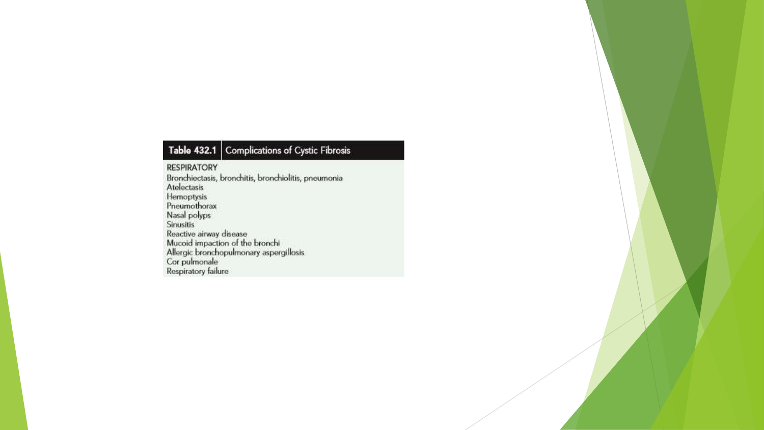| Table 432.1 | Complications of Cystic Fibrosis |
|---|---|
| **RESPIRATORY** | |
| Bronchiectasis, bronchitis, bronchiolitis, pneumonia | |
| Atelectasis | |
| Hemoptysis | |
| Pneumothorax | |
| Nasal polyps | |
| Sinusitis | |
| Reactive airway disease | |
| Mucoid impaction of the bronchi | |
| Allergic bronchopulmonary aspergillosis | |
| Cor pulmonale | |
| Respiratory failure | |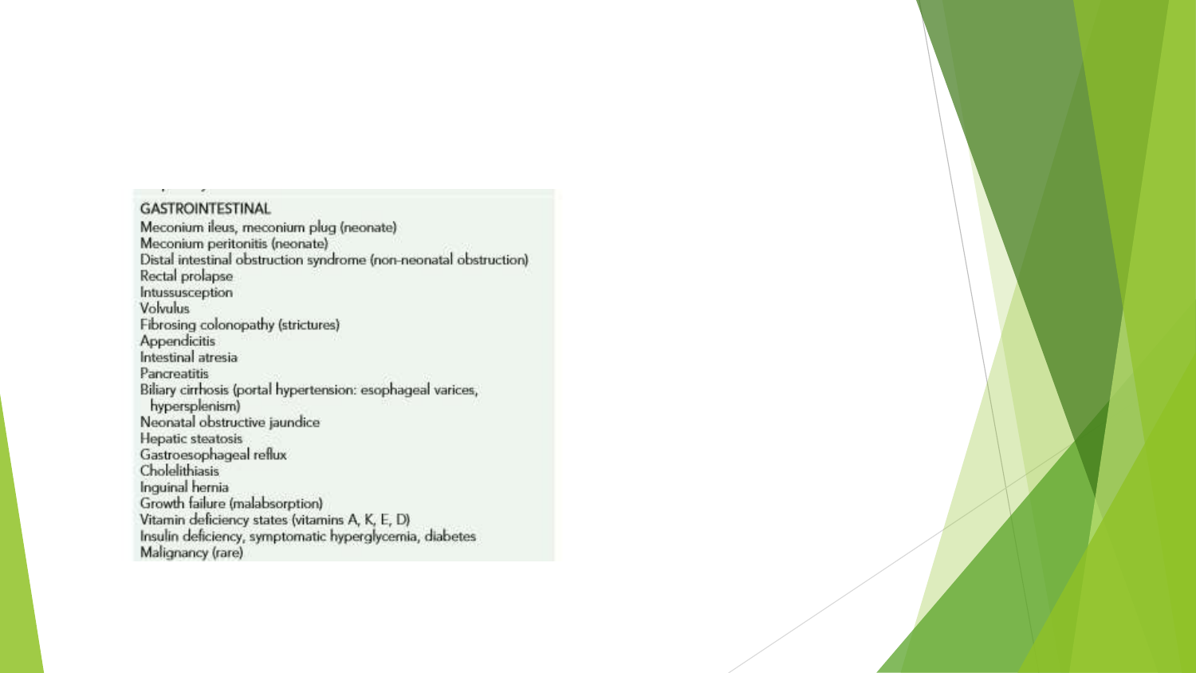## GASTROINTESTINAL

- Meconium ileus, meconium plug (neonate)
- Meconium peritonitis (neonate)
- Distal intestinal obstruction syndrome (non-neonatal obstruction)
- Rectal prolapse
- Intussusception
- Volvulus
- Fibrosing colonopathy (strictures)
- Appendicitis
- Intestinal atresia
- Pancreatitis
- Biliary cirrhosis (portal hypertension: esophageal varices, hypersplenism)
- Neonatal obstructive jaundice
- Hepatic steatosis
- Gastroesophageal reflux
- Cholelithiasis
- Inguinal hernia
- Growth failure (malabsorption)
- Vitamin deficiency states (vitamins A, K, E, D)
- Insulin deficiency, symptomatic hyperglycemia, diabetes
- Malignancy (rare)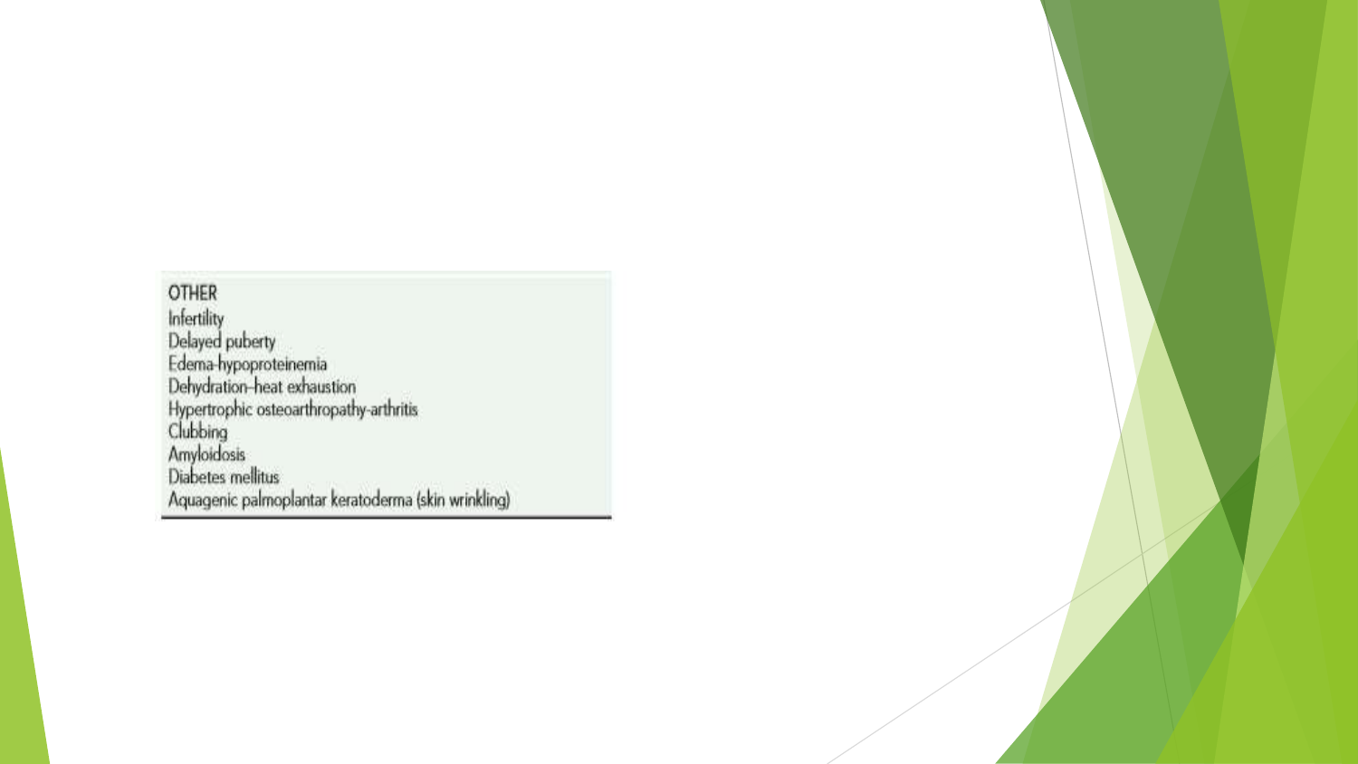| OTHER |
| --- |
| Infertility |
| Delayed puberty |
| Edema-hypoproteinemia |
| Dehydration–heat exhaustion |
| Hypertrophic osteoarthropathy-arthritis |
| Clubbing |
| Amyloidosis |
| Diabetes mellitus |
| Aquagenic palmoplantar keratoderma (skin wrinkling) |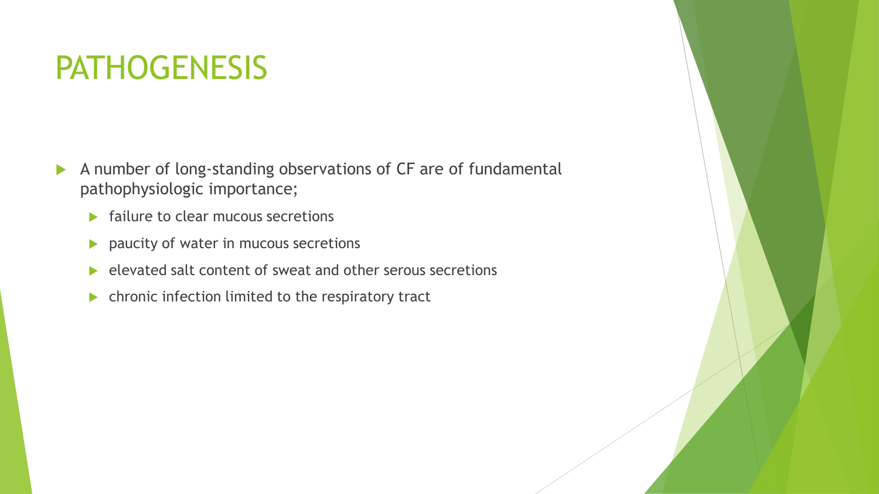# PATHOGENESIS

- A number of long-standing observations of CF are of fundamental pathophysiologic importance;
  - failure to clear mucous secretions
  - paucity of water in mucous secretions
  - elevated salt content of sweat and other serous secretions
  - chronic infection limited to the respiratory tract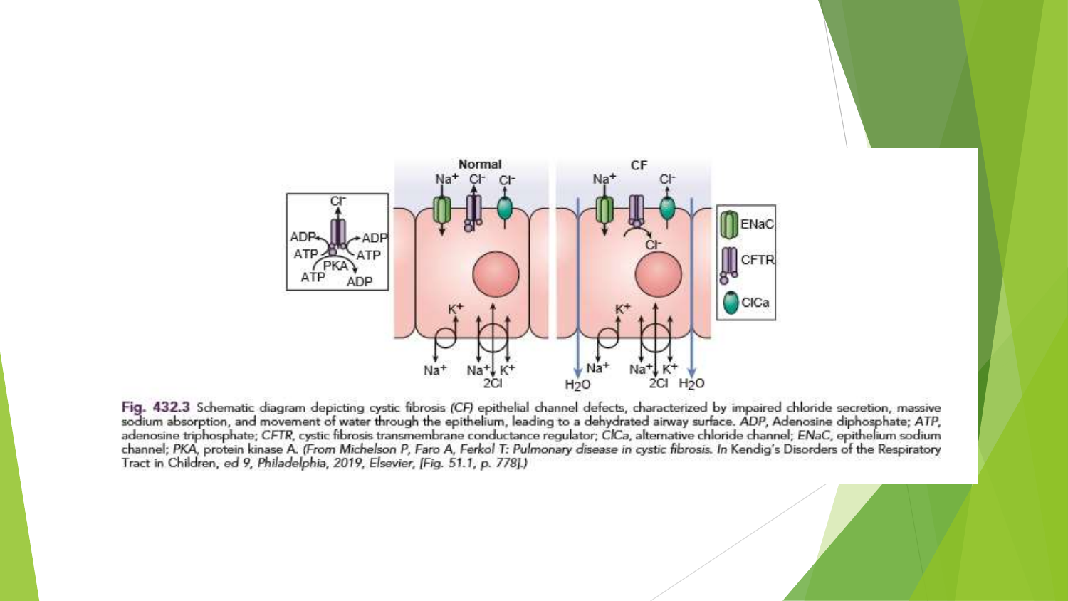Fig. 432.3 Schematic diagram depicting cystic fibrosis *(CF)* epithelial channel defects, characterized by impaired chloride secretion, massive sodium absorption, and movement of water through the epithelium, leading to a dehydrated airway surface. *ADP*, Adenosine diphosphate; *ATP*, adenosine triphosphate; *CFTR*, cystic fibrosis transmembrane conductance regulator; *ClCa*, alternative chloride channel; *ENaC*, epithelium sodium channel; *PKA*, protein kinase A. *(From Michelson P, Faro A, Ferkol T: Pulmonary disease in cystic fibrosis. In* Kendig's Disorders of the Respiratory Tract in Children, *ed 9, Philadelphia, 2019, Elsevier, [Fig. 51.1, p. 778].)*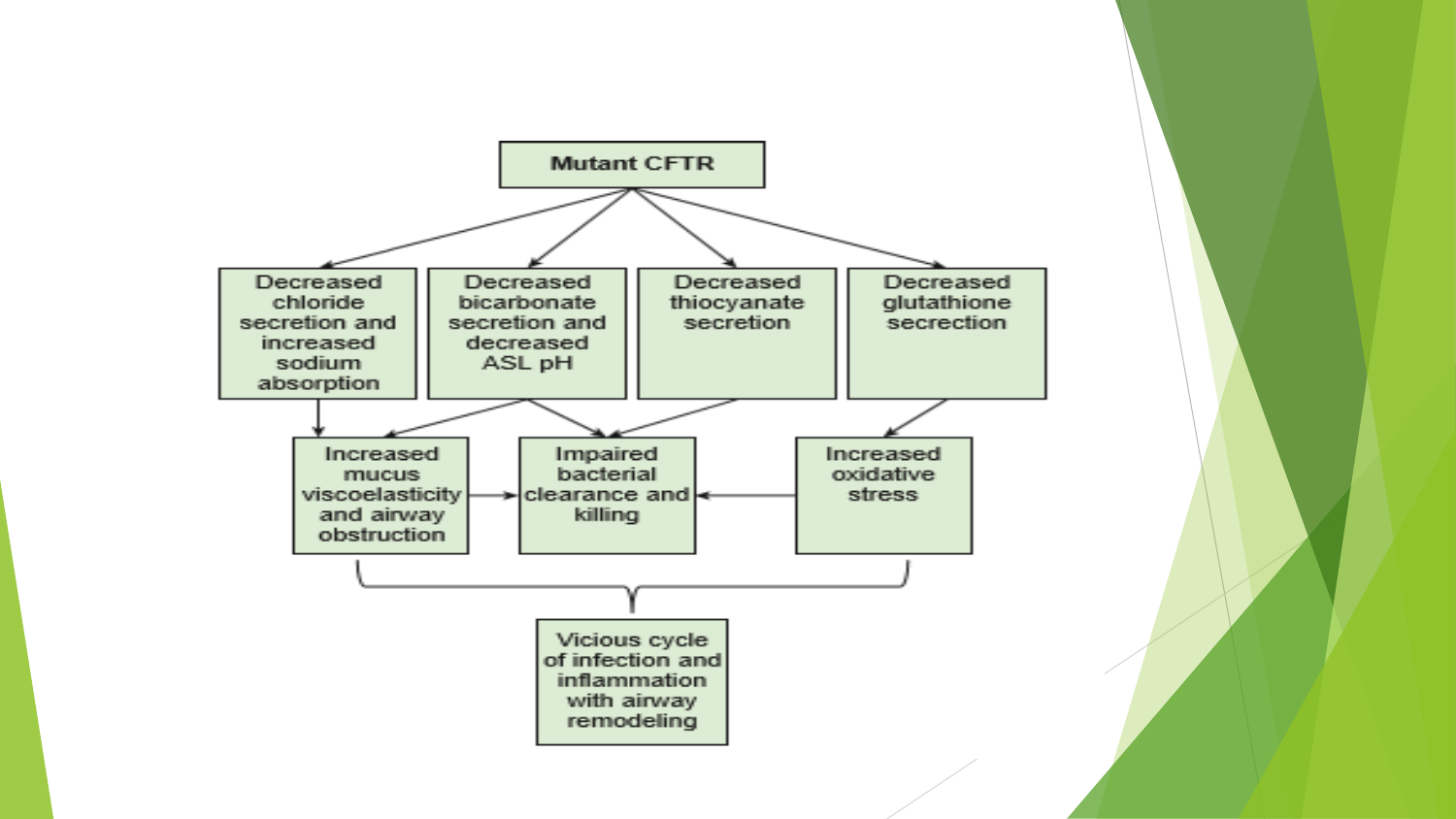Mutant CFTR

- Decreased chloride secretion and increased sodium absorption
- Decreased bicarbonate secretion and decreased ASL pH
- Decreased thiocyanate secretion
- Decreased glutathione secrection

- Increased mucus viscoelasticity and airway obstruction
- Impaired bacterial clearance and killing
- Increased oxidative stress

Vicious cycle of infection and inflammation with airway remodeling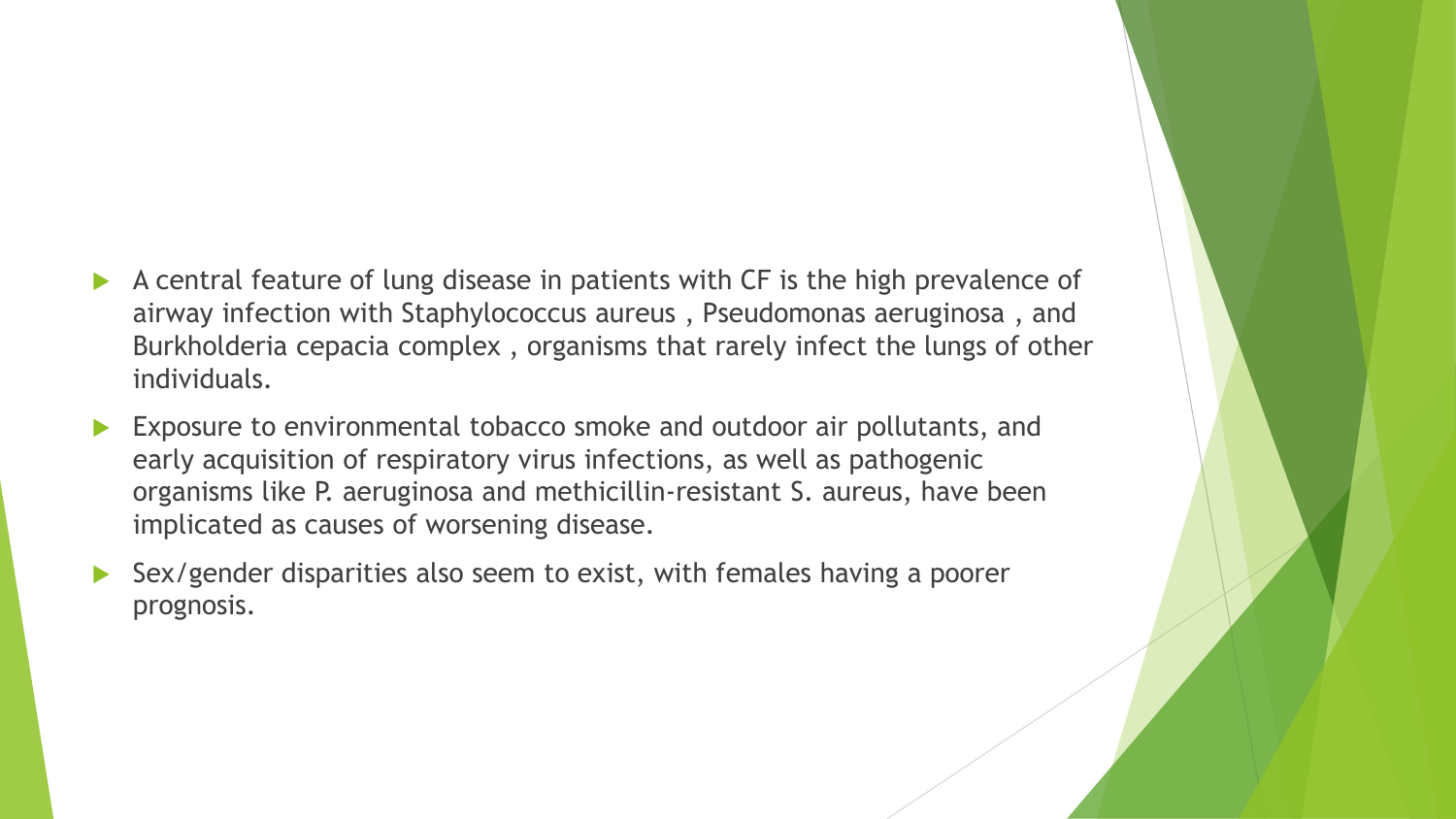- A central feature of lung disease in patients with CF is the high prevalence of airway infection with Staphylococcus aureus , Pseudomonas aeruginosa , and Burkholderia cepacia complex , organisms that rarely infect the lungs of other individuals.
- Exposure to environmental tobacco smoke and outdoor air pollutants, and early acquisition of respiratory virus infections, as well as pathogenic organisms like P. aeruginosa and methicillin-resistant S. aureus, have been implicated as causes of worsening disease.
- Sex/gender disparities also seem to exist, with females having a poorer prognosis.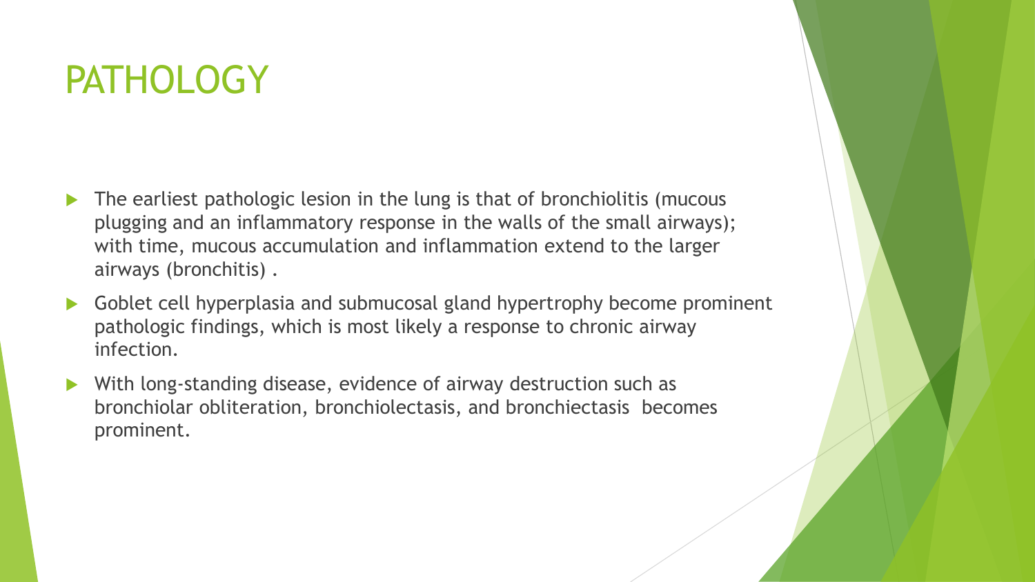# PATHOLOGY

- The earliest pathologic lesion in the lung is that of bronchiolitis (mucous plugging and an inflammatory response in the walls of the small airways); with time, mucous accumulation and inflammation extend to the larger airways (bronchitis) .
- Goblet cell hyperplasia and submucosal gland hypertrophy become prominent pathologic findings, which is most likely a response to chronic airway infection.
- With long-standing disease, evidence of airway destruction such as bronchiolar obliteration, bronchiolectasis, and bronchiectasis becomes prominent.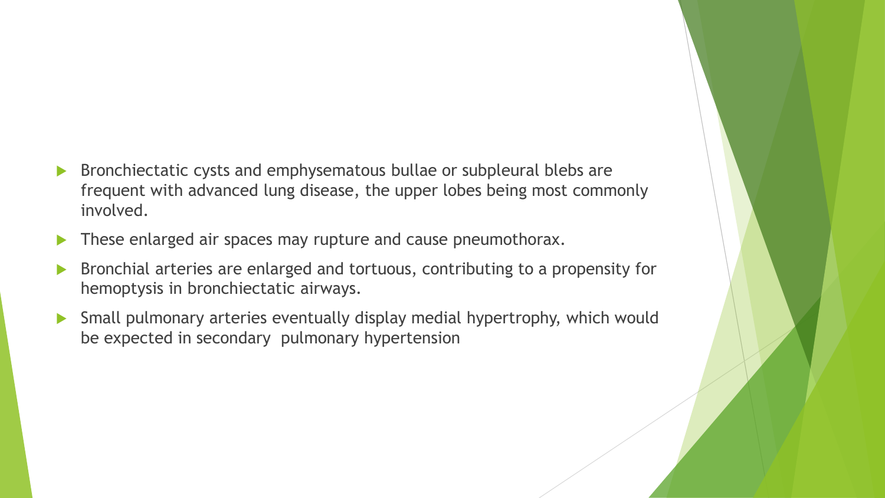- Bronchiectatic cysts and emphysematous bullae or subpleural blebs are frequent with advanced lung disease, the upper lobes being most commonly involved.
- These enlarged air spaces may rupture and cause pneumothorax.
- Bronchial arteries are enlarged and tortuous, contributing to a propensity for hemoptysis in bronchiectatic airways.
- Small pulmonary arteries eventually display medial hypertrophy, which would be expected in secondary pulmonary hypertension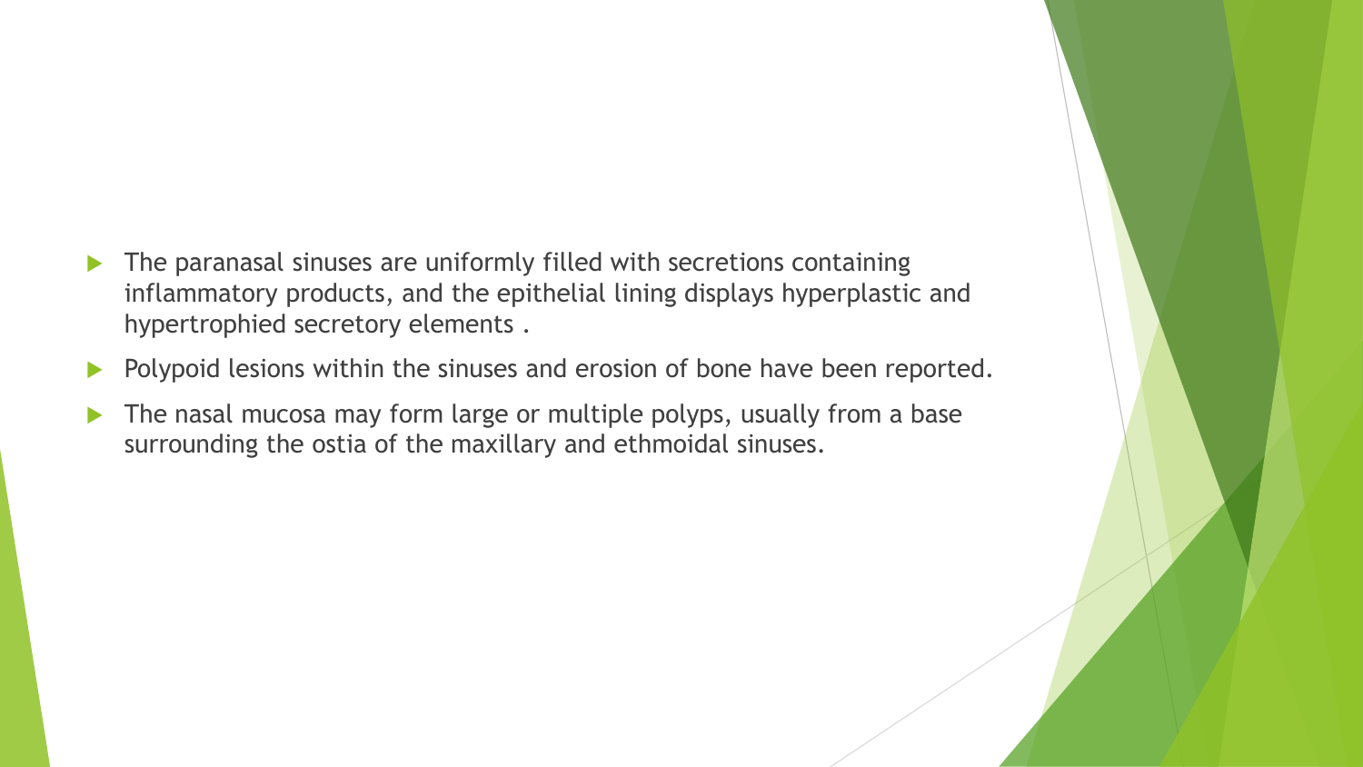- The paranasal sinuses are uniformly filled with secretions containing inflammatory products, and the epithelial lining displays hyperplastic and hypertrophied secretory elements .
- Polypoid lesions within the sinuses and erosion of bone have been reported.
- The nasal mucosa may form large or multiple polyps, usually from a base surrounding the ostia of the maxillary and ethmoidal sinuses.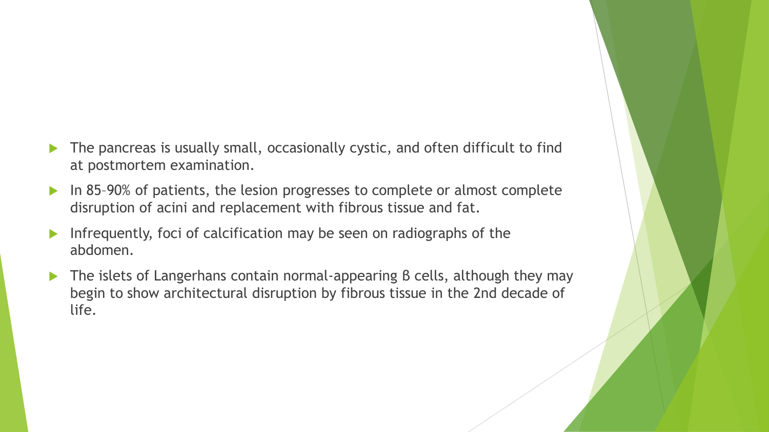- The pancreas is usually small, occasionally cystic, and often difficult to find at postmortem examination.
- In 85–90% of patients, the lesion progresses to complete or almost complete disruption of acini and replacement with fibrous tissue and fat.
- Infrequently, foci of calcification may be seen on radiographs of the abdomen.
- The islets of Langerhans contain normal-appearing β cells, although they may begin to show architectural disruption by fibrous tissue in the 2nd decade of life.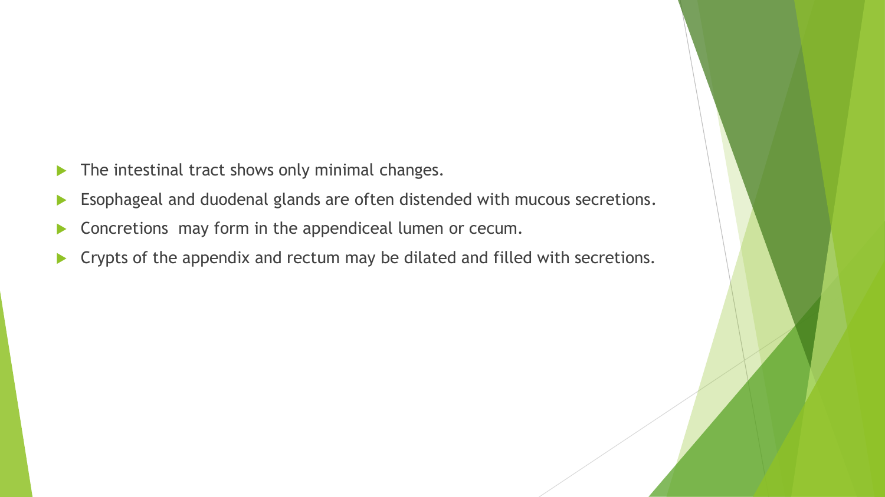- The intestinal tract shows only minimal changes.
- Esophageal and duodenal glands are often distended with mucous secretions.
- Concretions  may form in the appendiceal lumen or cecum.
- Crypts of the appendix and rectum may be dilated and filled with secretions.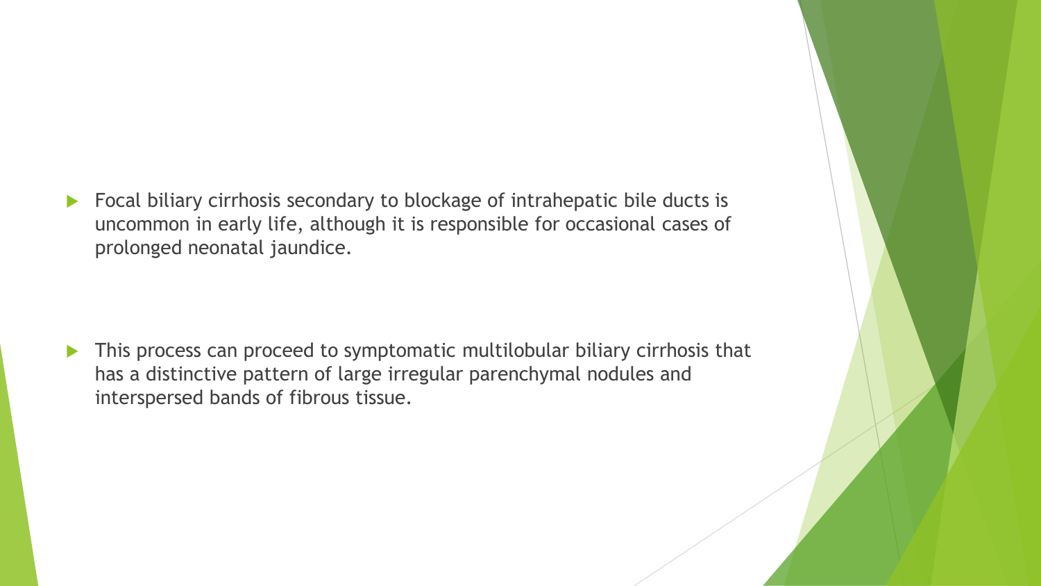- Focal biliary cirrhosis secondary to blockage of intrahepatic bile ducts is uncommon in early life, although it is responsible for occasional cases of prolonged neonatal jaundice.

- This process can proceed to symptomatic multilobular biliary cirrhosis that has a distinctive pattern of large irregular parenchymal nodules and interspersed bands of fibrous tissue.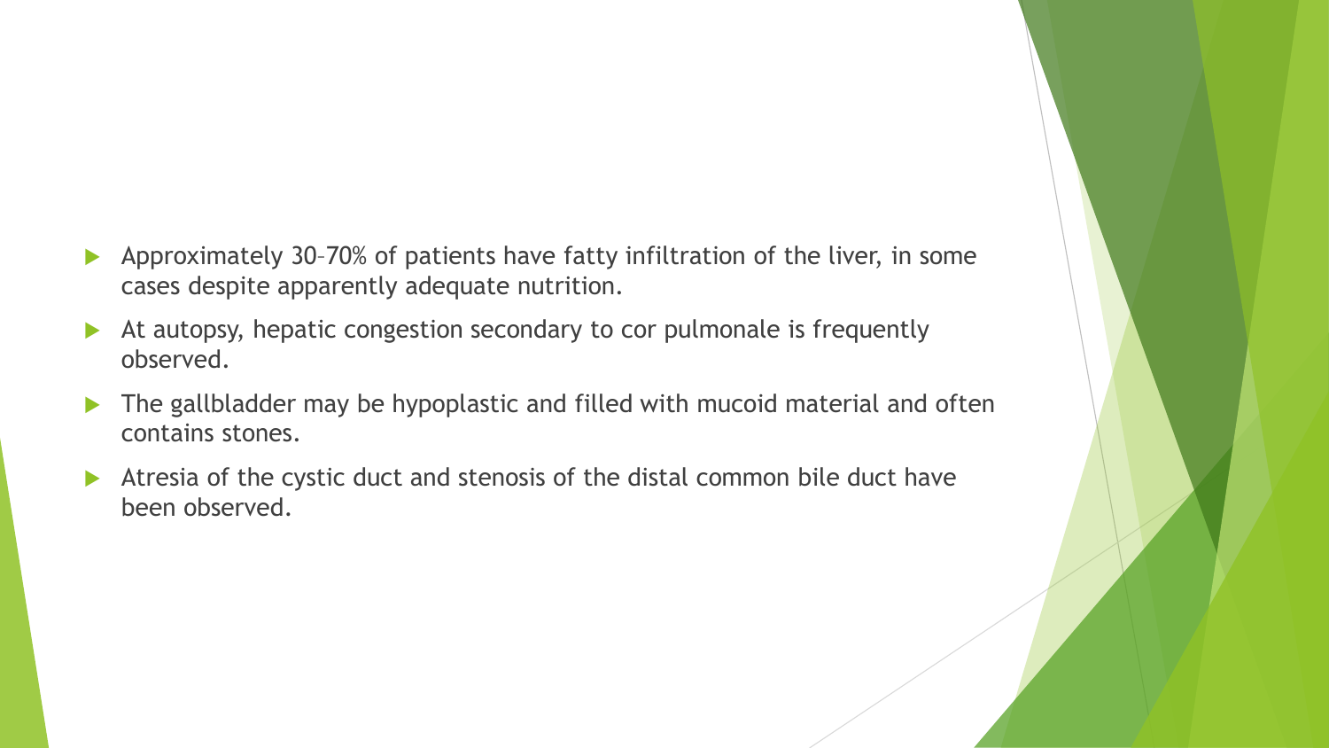- Approximately 30–70% of patients have fatty infiltration of the liver, in some cases despite apparently adequate nutrition.
- At autopsy, hepatic congestion secondary to cor pulmonale is frequently observed.
- The gallbladder may be hypoplastic and filled with mucoid material and often contains stones.
- Atresia of the cystic duct and stenosis of the distal common bile duct have been observed.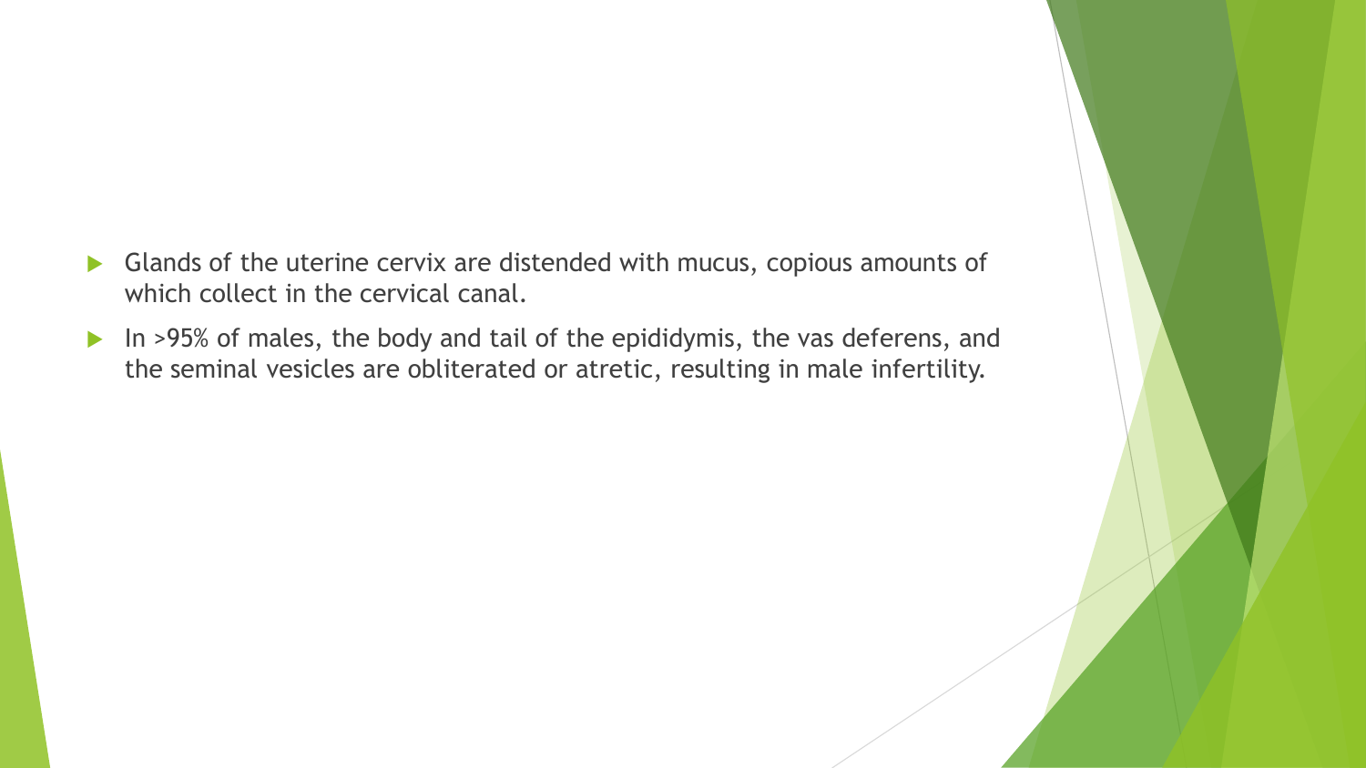- Glands of the uterine cervix are distended with mucus, copious amounts of which collect in the cervical canal.
- In >95% of males, the body and tail of the epididymis, the vas deferens, and the seminal vesicles are obliterated or atretic, resulting in male infertility.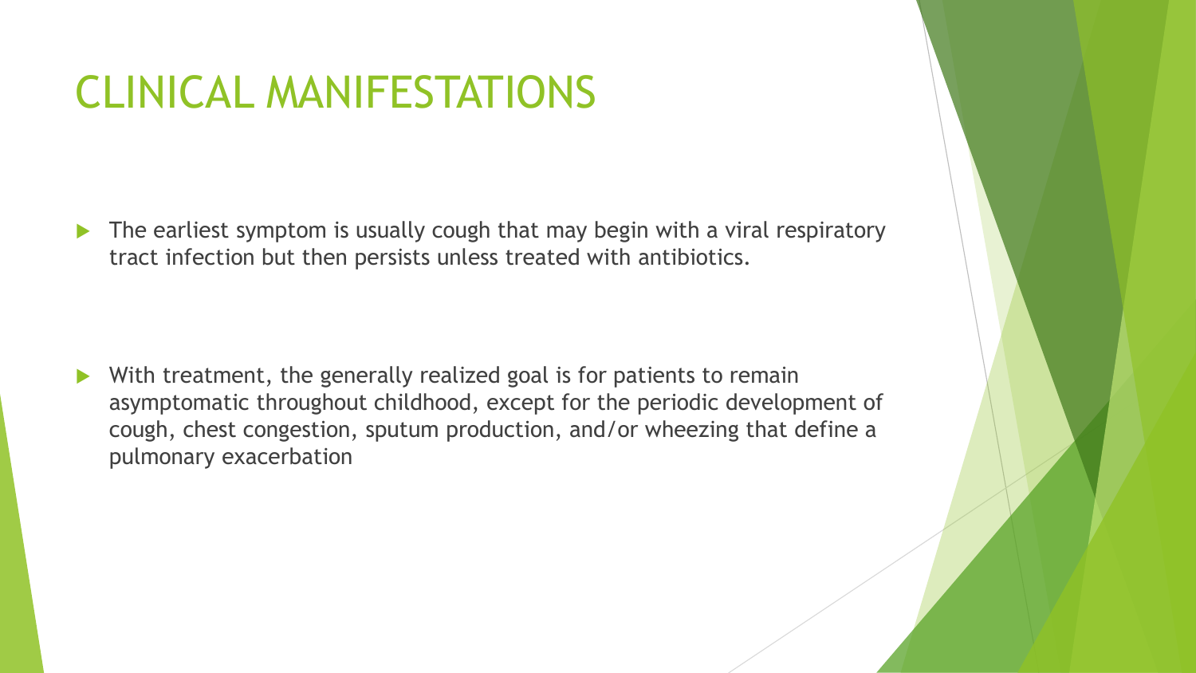# CLINICAL MANIFESTATIONS

- The earliest symptom is usually cough that may begin with a viral respiratory tract infection but then persists unless treated with antibiotics.

- With treatment, the generally realized goal is for patients to remain asymptomatic throughout childhood, except for the periodic development of cough, chest congestion, sputum production, and/or wheezing that define a pulmonary exacerbation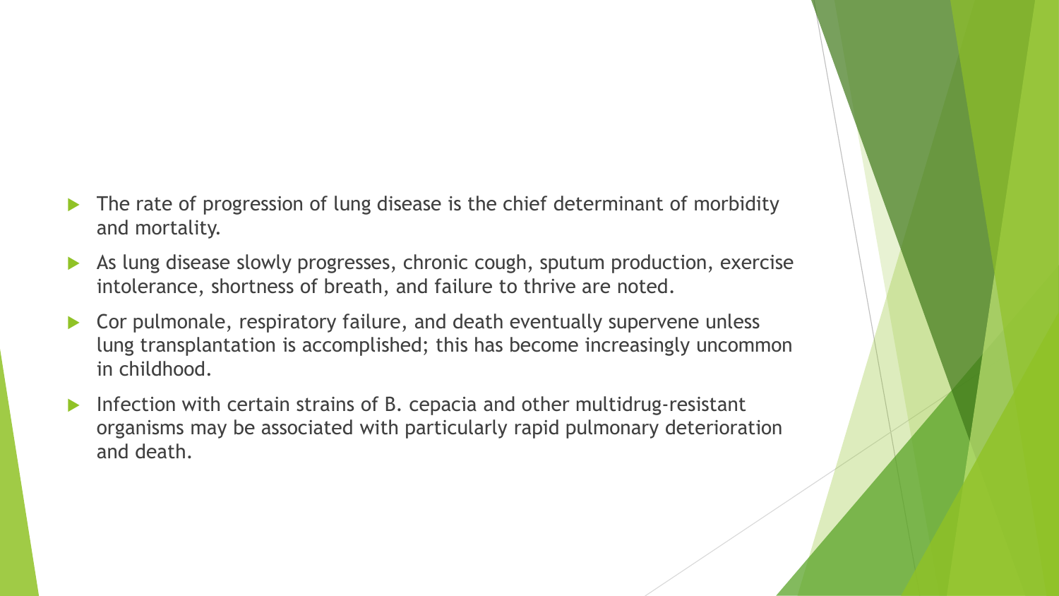- The rate of progression of lung disease is the chief determinant of morbidity and mortality.
- As lung disease slowly progresses, chronic cough, sputum production, exercise intolerance, shortness of breath, and failure to thrive are noted.
- Cor pulmonale, respiratory failure, and death eventually supervene unless lung transplantation is accomplished; this has become increasingly uncommon in childhood.
- Infection with certain strains of B. cepacia and other multidrug-resistant organisms may be associated with particularly rapid pulmonary deterioration and death.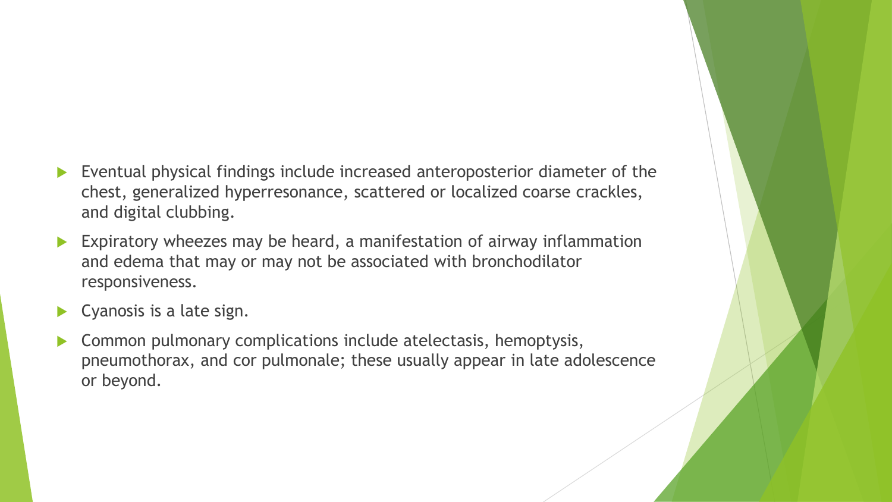- Eventual physical findings include increased anteroposterior diameter of the chest, generalized hyperresonance, scattered or localized coarse crackles, and digital clubbing.
- Expiratory wheezes may be heard, a manifestation of airway inflammation and edema that may or may not be associated with bronchodilator responsiveness.
- Cyanosis is a late sign.
- Common pulmonary complications include atelectasis, hemoptysis, pneumothorax, and cor pulmonale; these usually appear in late adolescence or beyond.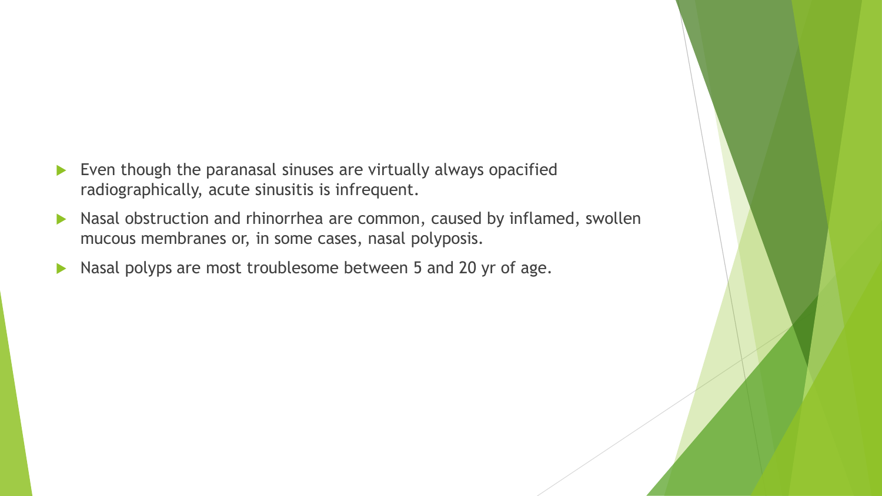- Even though the paranasal sinuses are virtually always opacified radiographically, acute sinusitis is infrequent.
- Nasal obstruction and rhinorrhea are common, caused by inflamed, swollen mucous membranes or, in some cases, nasal polyposis.
- Nasal polyps are most troublesome between 5 and 20 yr of age.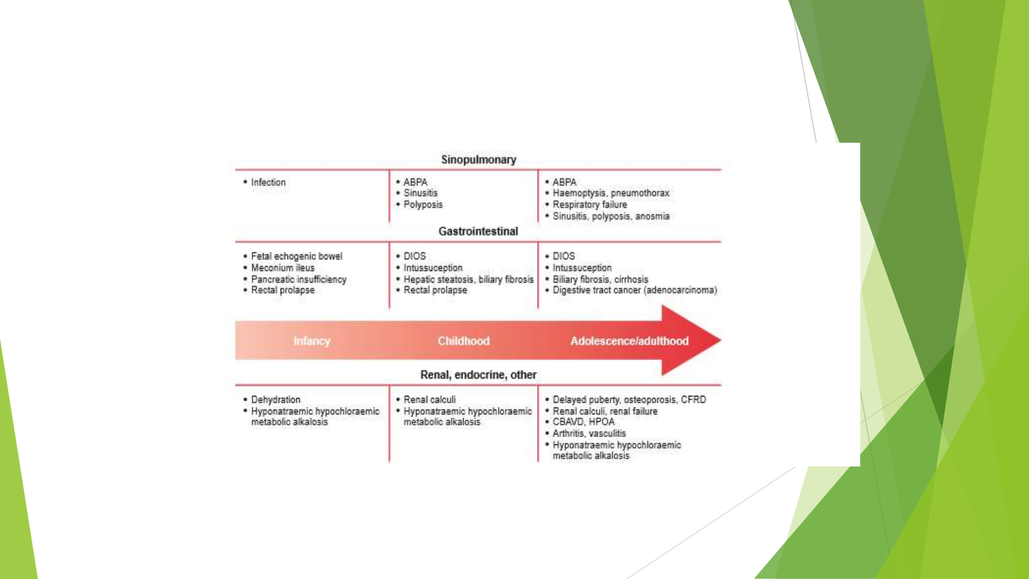| | Infancy | Childhood | Adolescence/adulthood |
|---|---|---|---|
| **Sinopulmonary** | • Infection | • ABPA<br>• Sinusitis<br>• Polyposis | • ABPA<br>• Haemoptysis, pneumothorax<br>• Respiratory failure<br>• Sinusitis, polyposis, anosmia |
| **Gastrointestinal** | • Fetal echogenic bowel<br>• Meconium ileus<br>• Pancreatic insufficiency<br>• Rectal prolapse | • DIOS<br>• Intussuception<br>• Hepatic steatosis, biliary fibrosis<br>• Rectal prolapse | • DIOS<br>• Intussuception<br>• Biliary fibrosis, cirrhosis<br>• Digestive tract cancer (adenocarcinoma) |
| **Renal, endocrine, other** | • Dehydration<br>• Hyponatraemic hypochloraemic metabolic alkalosis | • Renal calculi<br>• Hyponatraemic hypochloraemic metabolic alkalosis | • Delayed puberty, osteoporosis, CFRD<br>• Renal calculi, renal failure<br>• CBAVD, HPOA<br>• Arthritis, vasculitis<br>• Hyponatraemic hypochloraemic metabolic alkalosis |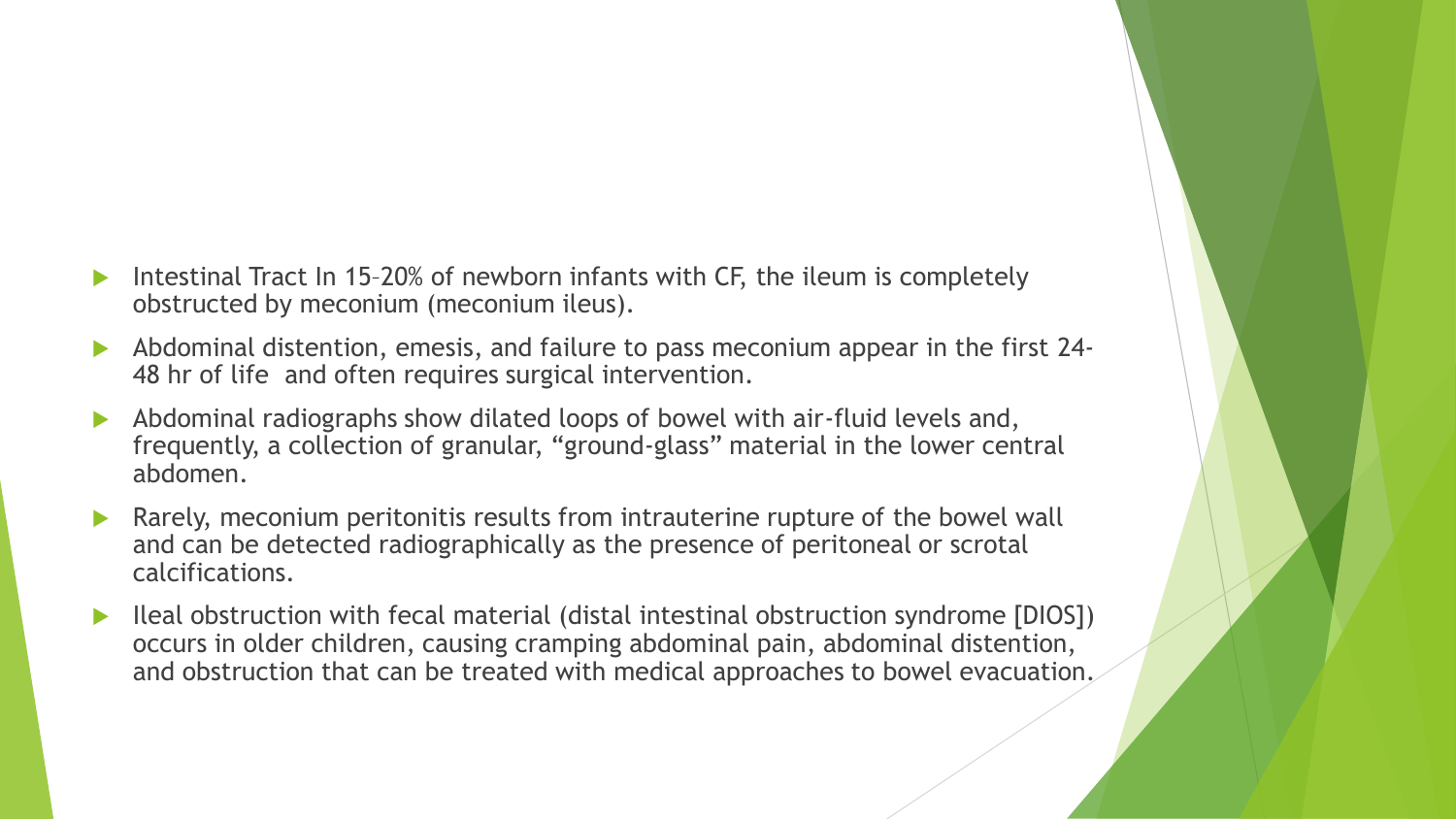- Intestinal Tract In 15–20% of newborn infants with CF, the ileum is completely obstructed by meconium (meconium ileus).
- Abdominal distention, emesis, and failure to pass meconium appear in the first 24-48 hr of life and often requires surgical intervention.
- Abdominal radiographs show dilated loops of bowel with air-fluid levels and, frequently, a collection of granular, "ground-glass" material in the lower central abdomen.
- Rarely, meconium peritonitis results from intrauterine rupture of the bowel wall and can be detected radiographically as the presence of peritoneal or scrotal calcifications.
- Ileal obstruction with fecal material (distal intestinal obstruction syndrome [DIOS]) occurs in older children, causing cramping abdominal pain, abdominal distention, and obstruction that can be treated with medical approaches to bowel evacuation.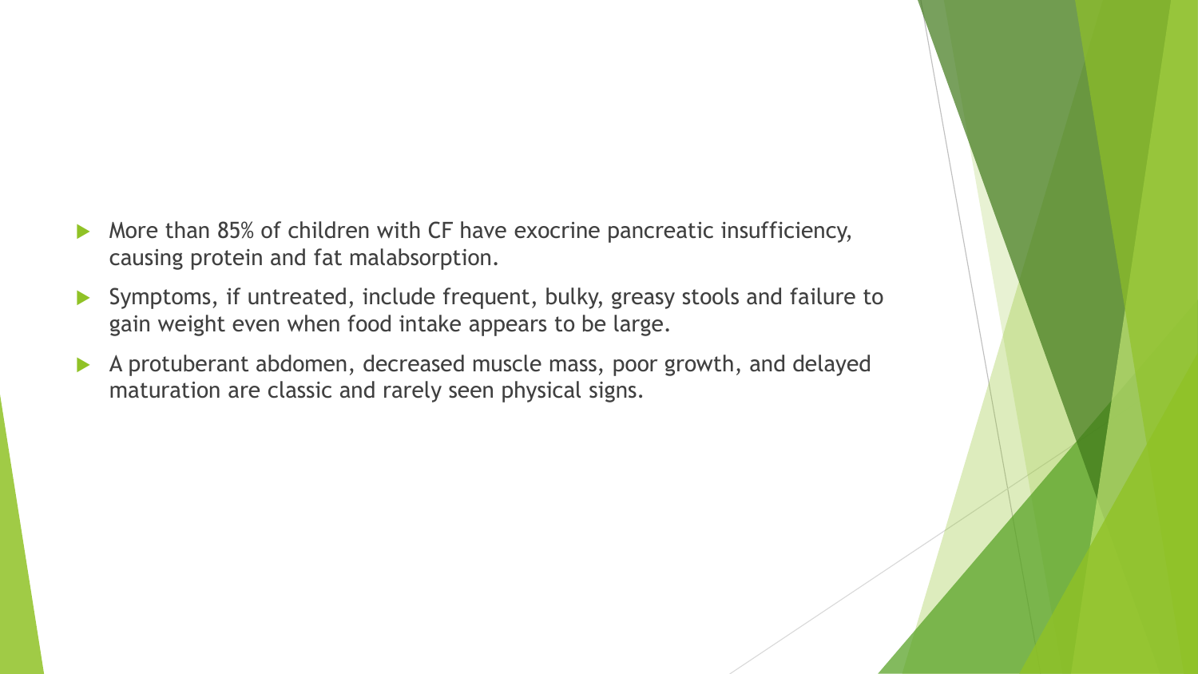- More than 85% of children with CF have exocrine pancreatic insufficiency, causing protein and fat malabsorption.
- Symptoms, if untreated, include frequent, bulky, greasy stools and failure to gain weight even when food intake appears to be large.
- A protuberant abdomen, decreased muscle mass, poor growth, and delayed maturation are classic and rarely seen physical signs.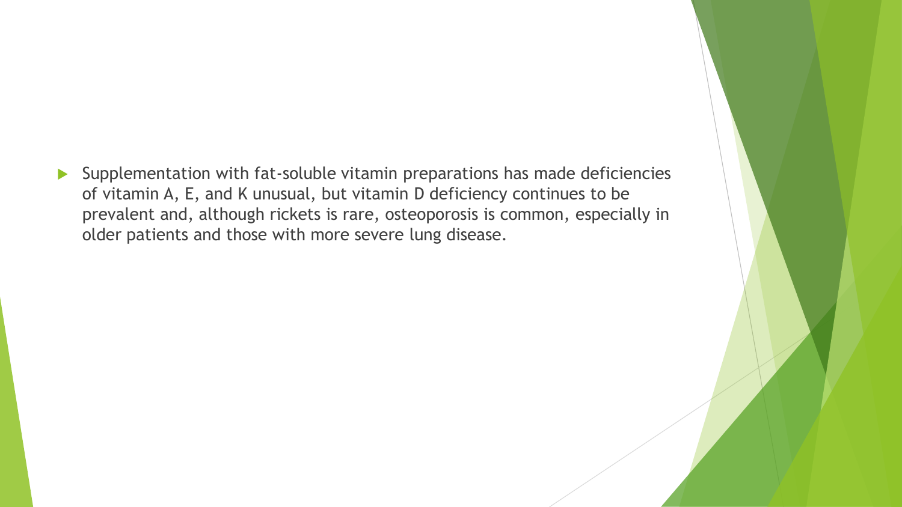- Supplementation with fat-soluble vitamin preparations has made deficiencies of vitamin A, E, and K unusual, but vitamin D deficiency continues to be prevalent and, although rickets is rare, osteoporosis is common, especially in older patients and those with more severe lung disease.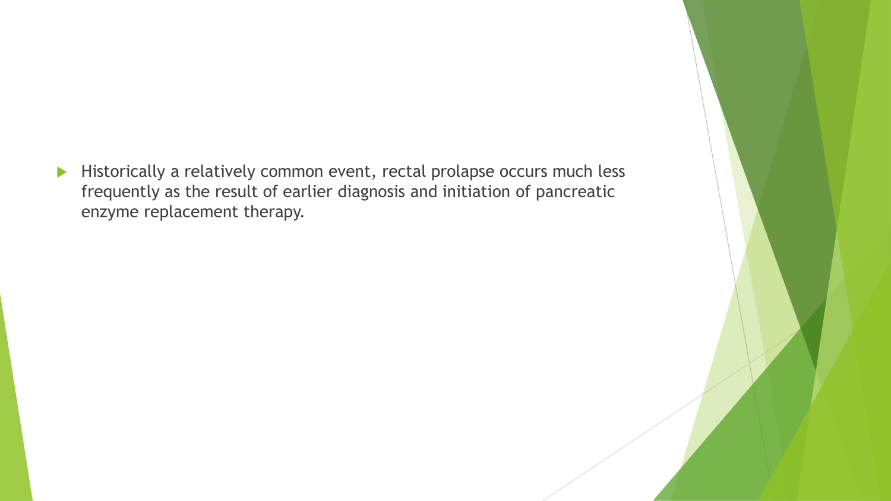- Historically a relatively common event, rectal prolapse occurs much less frequently as the result of earlier diagnosis and initiation of pancreatic enzyme replacement therapy.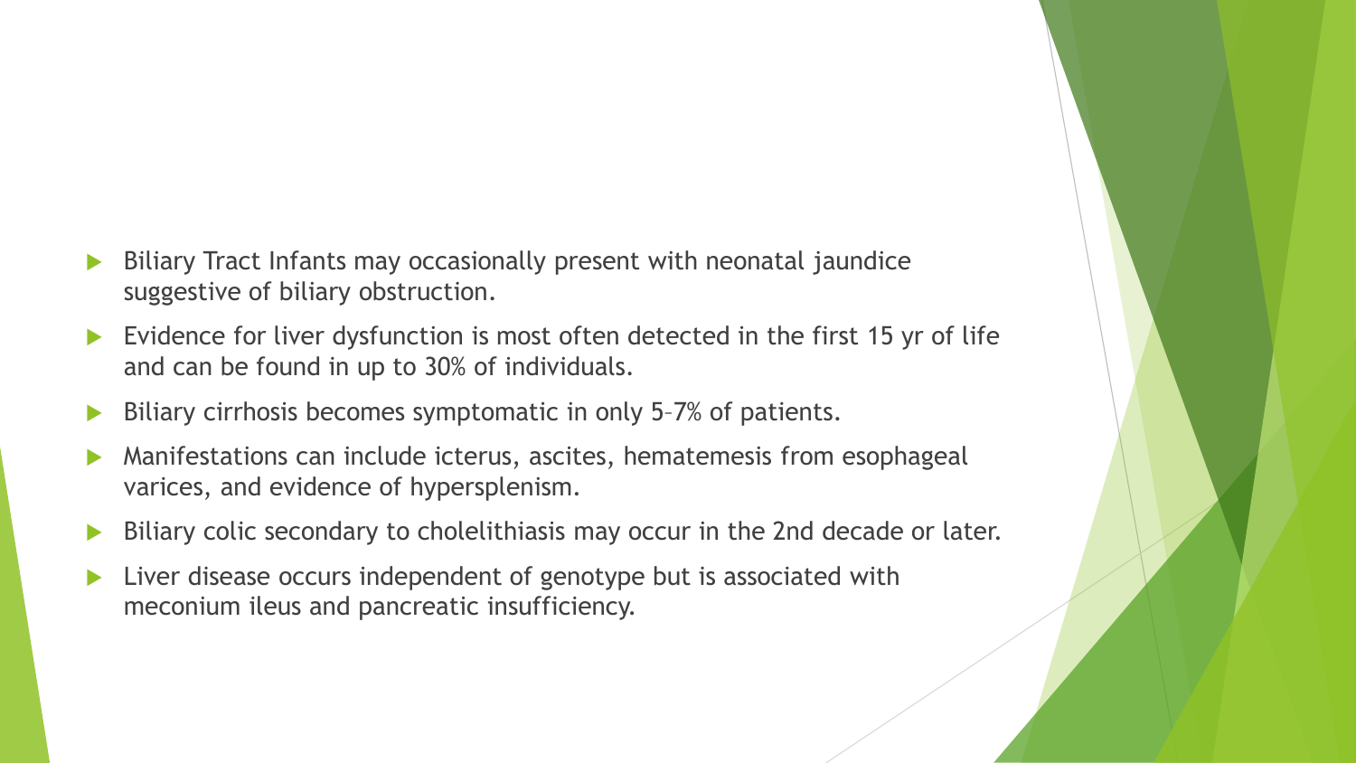- Biliary Tract Infants may occasionally present with neonatal jaundice suggestive of biliary obstruction.
- Evidence for liver dysfunction is most often detected in the first 15 yr of life and can be found in up to 30% of individuals.
- Biliary cirrhosis becomes symptomatic in only 5–7% of patients.
- Manifestations can include icterus, ascites, hematemesis from esophageal varices, and evidence of hypersplenism.
- Biliary colic secondary to cholelithiasis may occur in the 2nd decade or later.
- Liver disease occurs independent of genotype but is associated with meconium ileus and pancreatic insufficiency.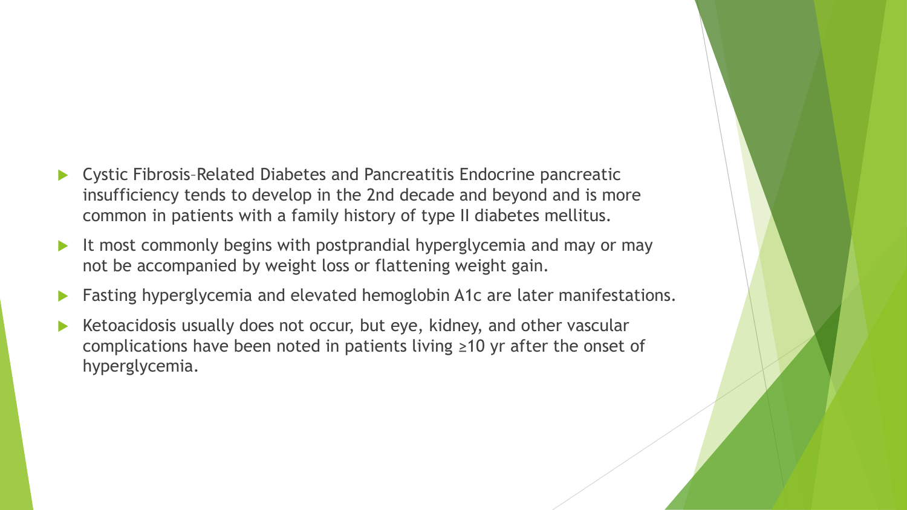- Cystic Fibrosis–Related Diabetes and Pancreatitis Endocrine pancreatic insufficiency tends to develop in the 2nd decade and beyond and is more common in patients with a family history of type II diabetes mellitus.
- It most commonly begins with postprandial hyperglycemia and may or may not be accompanied by weight loss or flattening weight gain.
- Fasting hyperglycemia and elevated hemoglobin A1c are later manifestations.
- Ketoacidosis usually does not occur, but eye, kidney, and other vascular complications have been noted in patients living ≥10 yr after the onset of hyperglycemia.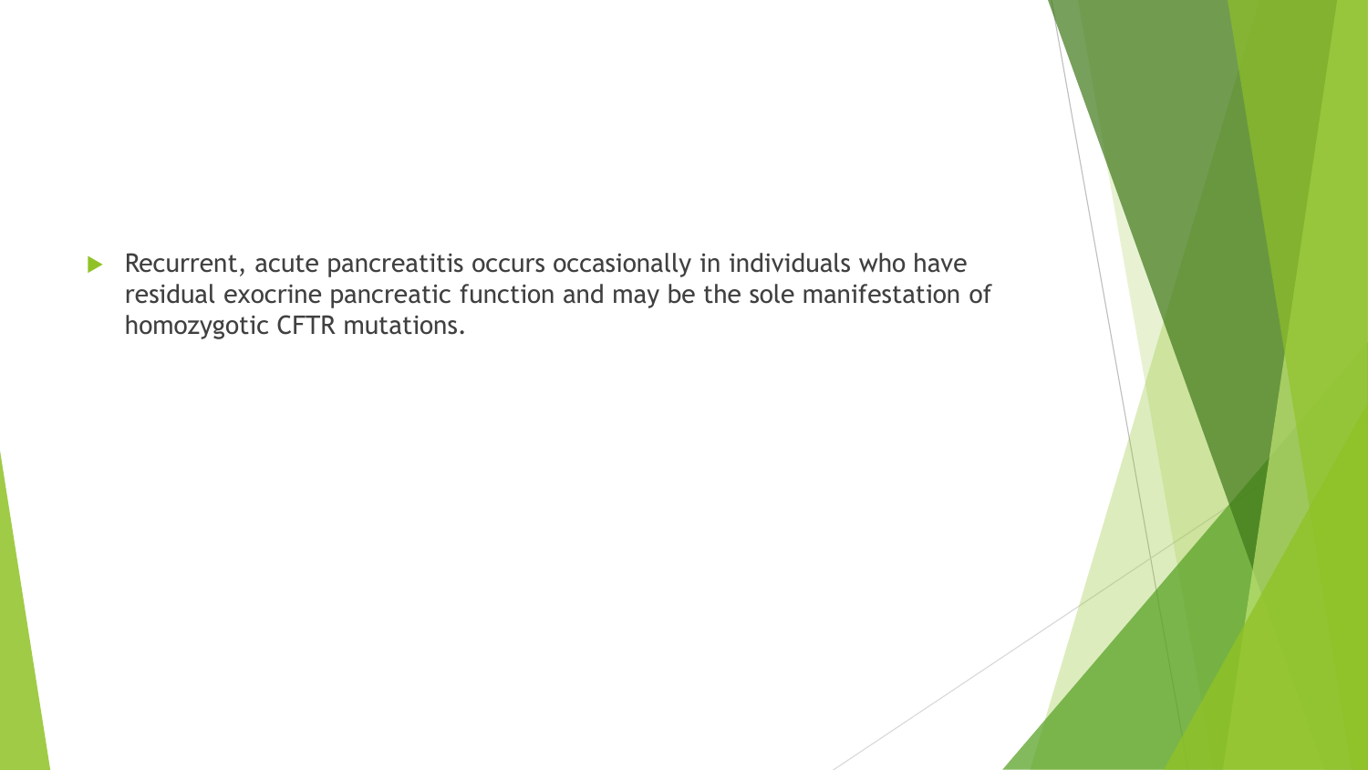- Recurrent, acute pancreatitis occurs occasionally in individuals who have residual exocrine pancreatic function and may be the sole manifestation of homozygotic CFTR mutations.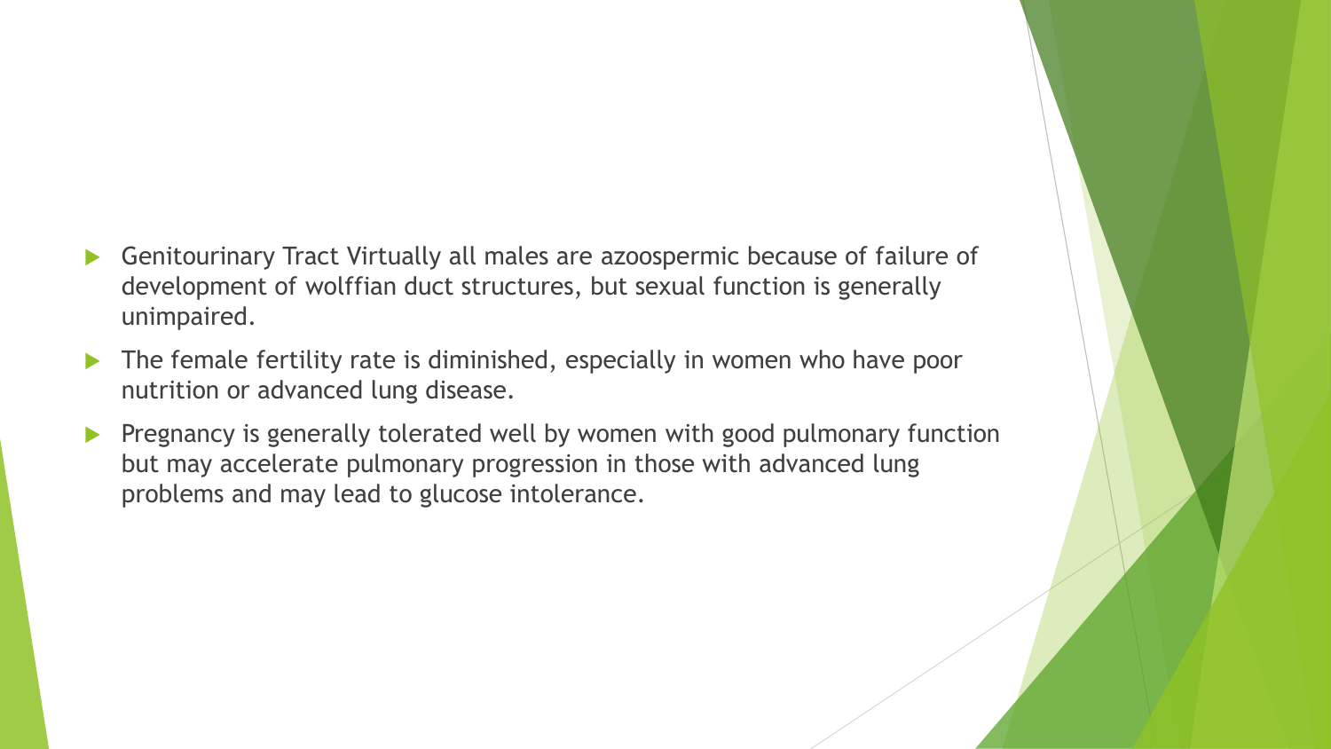- Genitourinary Tract Virtually all males are azoospermic because of failure of development of wolffian duct structures, but sexual function is generally unimpaired.
- The female fertility rate is diminished, especially in women who have poor nutrition or advanced lung disease.
- Pregnancy is generally tolerated well by women with good pulmonary function but may accelerate pulmonary progression in those with advanced lung problems and may lead to glucose intolerance.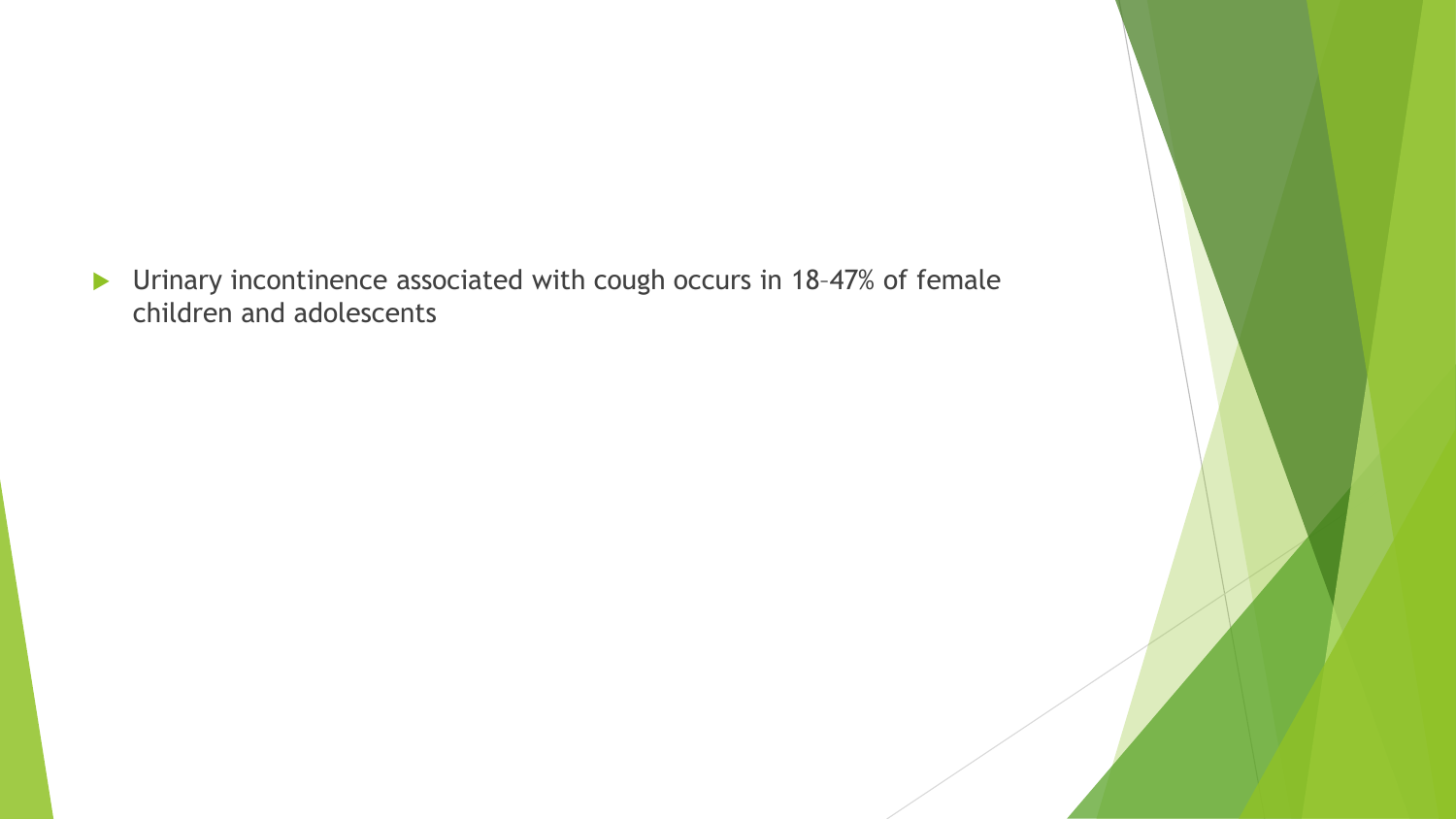- Urinary incontinence associated with cough occurs in 18–47% of female children and adolescents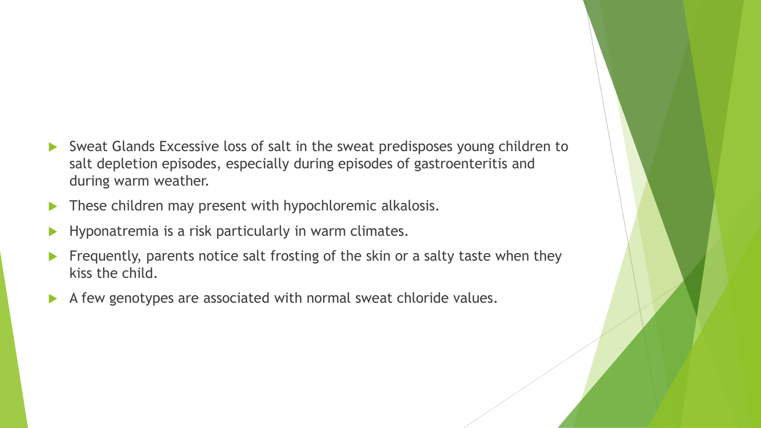- Sweat Glands Excessive loss of salt in the sweat predisposes young children to salt depletion episodes, especially during episodes of gastroenteritis and during warm weather.
- These children may present with hypochloremic alkalosis.
- Hyponatremia is a risk particularly in warm climates.
- Frequently, parents notice salt frosting of the skin or a salty taste when they kiss the child.
- A few genotypes are associated with normal sweat chloride values.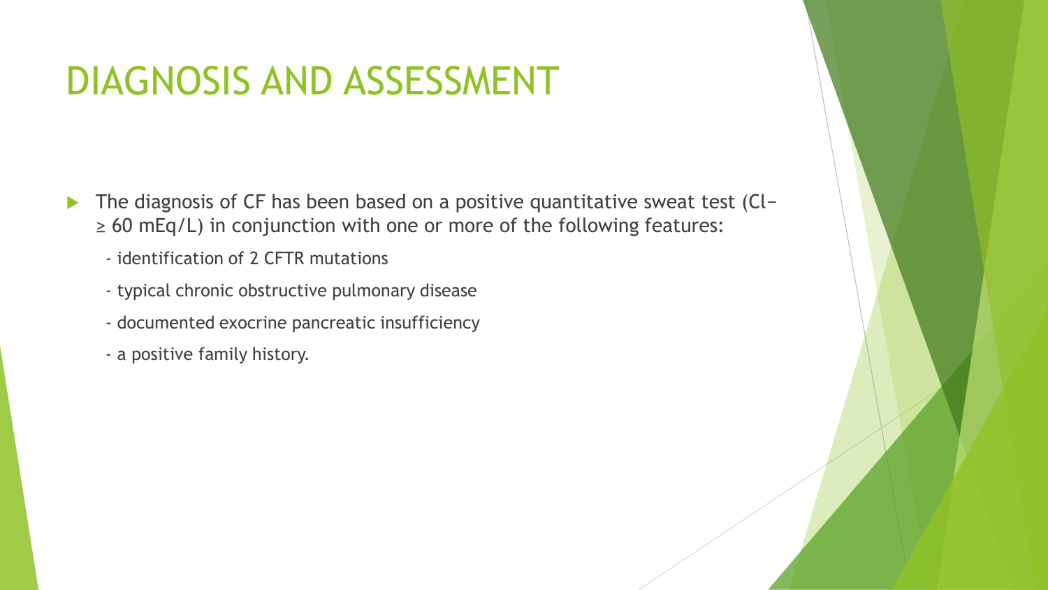# DIAGNOSIS AND ASSESSMENT

- The diagnosis of CF has been based on a positive quantitative sweat test ($Cl^- \geq 60$ mEq/L) in conjunction with one or more of the following features:
  - identification of 2 CFTR mutations
  - typical chronic obstructive pulmonary disease
  - documented exocrine pancreatic insufficiency
  - a positive family history.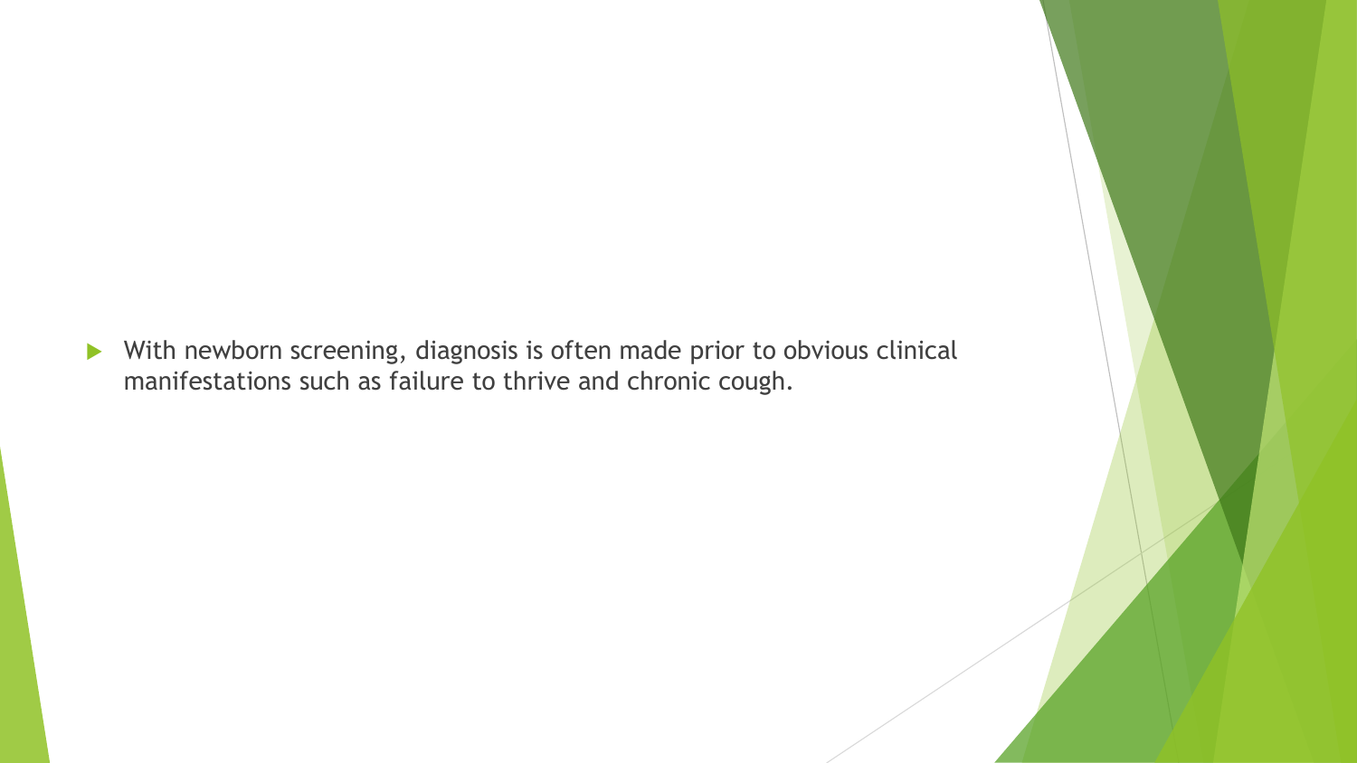- With newborn screening, diagnosis is often made prior to obvious clinical manifestations such as failure to thrive and chronic cough.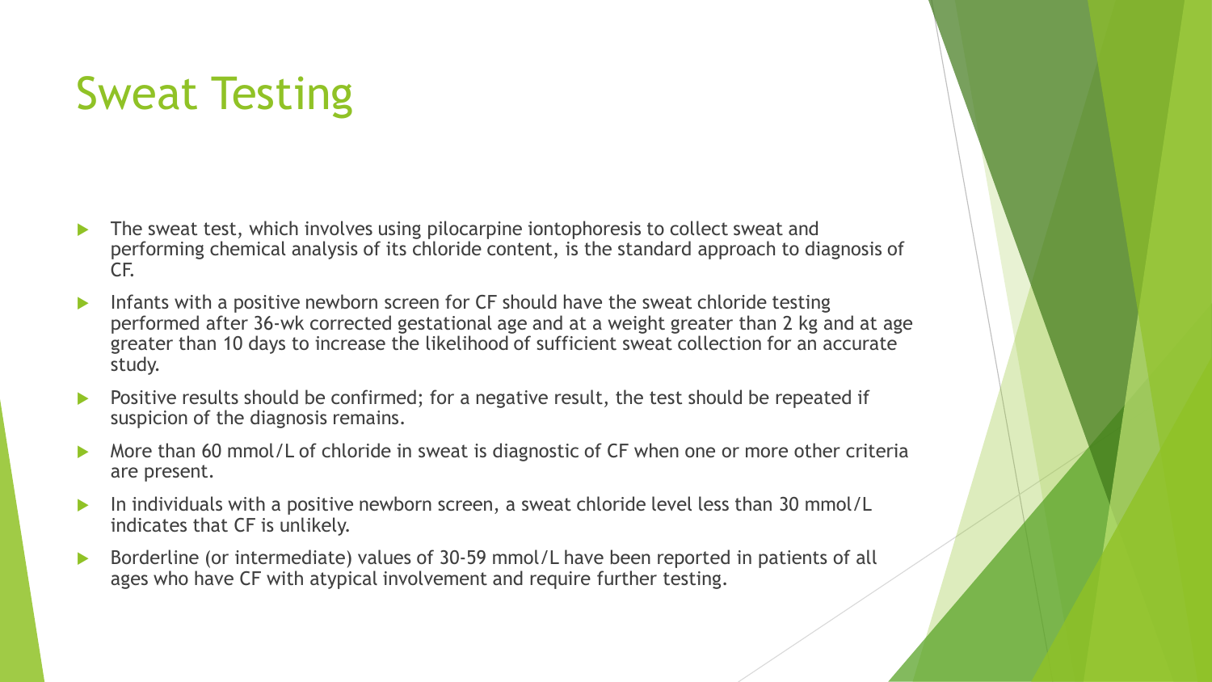# Sweat Testing

- The sweat test, which involves using pilocarpine iontophoresis to collect sweat and performing chemical analysis of its chloride content, is the standard approach to diagnosis of CF.
- Infants with a positive newborn screen for CF should have the sweat chloride testing performed after 36-wk corrected gestational age and at a weight greater than 2 kg and at age greater than 10 days to increase the likelihood of sufficient sweat collection for an accurate study.
- Positive results should be confirmed; for a negative result, the test should be repeated if suspicion of the diagnosis remains.
- More than 60 mmol/L of chloride in sweat is diagnostic of CF when one or more other criteria are present.
- In individuals with a positive newborn screen, a sweat chloride level less than 30 mmol/L indicates that CF is unlikely.
- Borderline (or intermediate) values of 30-59 mmol/L have been reported in patients of all ages who have CF with atypical involvement and require further testing.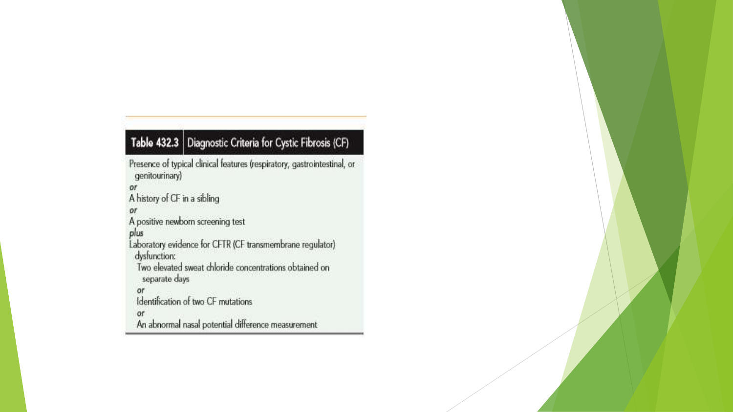| Table 432.3 | Diagnostic Criteria for Cystic Fibrosis (CF) |
| --- | --- |

Presence of typical clinical features (respiratory, gastrointestinal, or genitourinary)

*or*

A history of CF in a sibling

*or*

A positive newborn screening test

*plus*

Laboratory evidence for CFTR (CF transmembrane regulator) dysfunction:

- Two elevated sweat chloride concentrations obtained on separate days

  *or*

- Identification of two CF mutations

  *or*

- An abnormal nasal potential difference measurement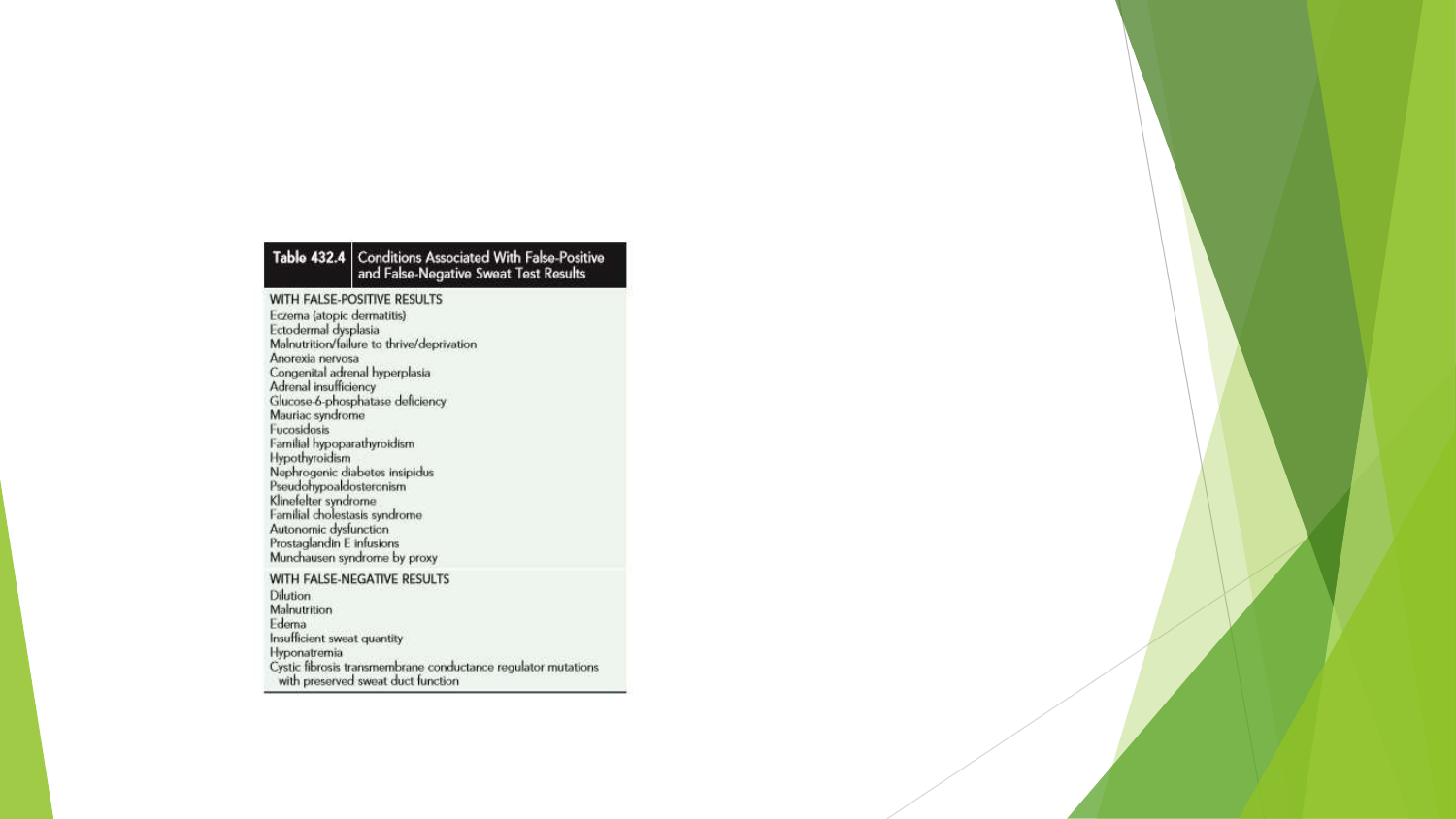**Table 432.4** Conditions Associated With False-Positive and False-Negative Sweat Test Results

| |
|---|
| **WITH FALSE-POSITIVE RESULTS** |
| Eczema (atopic dermatitis) |
| Ectodermal dysplasia |
| Malnutrition/failure to thrive/deprivation |
| Anorexia nervosa |
| Congenital adrenal hyperplasia |
| Adrenal insufficiency |
| Glucose-6-phosphatase deficiency |
| Mauriac syndrome |
| Fucosidosis |
| Familial hypoparathyroidism |
| Hypothyroidism |
| Nephrogenic diabetes insipidus |
| Pseudohypoaldosteronism |
| Klinefelter syndrome |
| Familial cholestasis syndrome |
| Autonomic dysfunction |
| Prostaglandin E infusions |
| Munchausen syndrome by proxy |
| **WITH FALSE-NEGATIVE RESULTS** |
| Dilution |
| Malnutrition |
| Edema |
| Insufficient sweat quantity |
| Hyponatremia |
| Cystic fibrosis transmembrane conductance regulator mutations with preserved sweat duct function |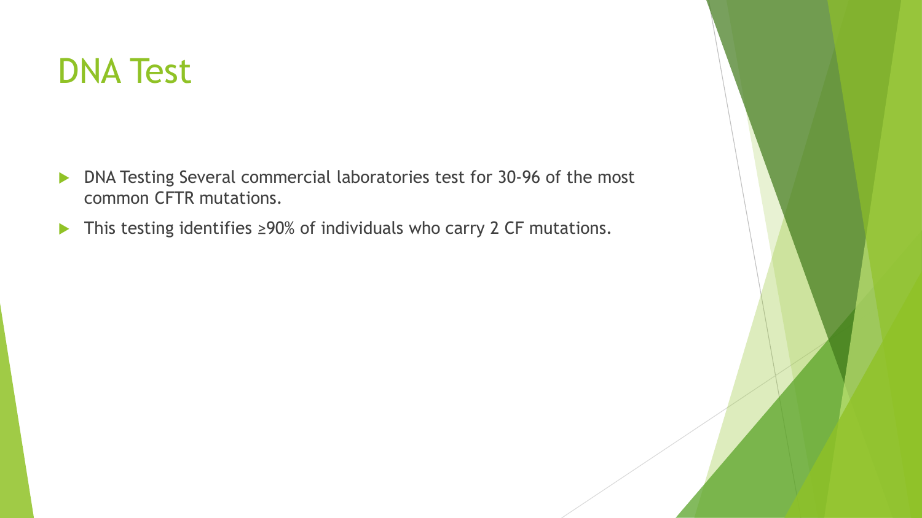# DNA Test

- DNA Testing Several commercial laboratories test for 30-96 of the most common CFTR mutations.
- This testing identifies ≥90% of individuals who carry 2 CF mutations.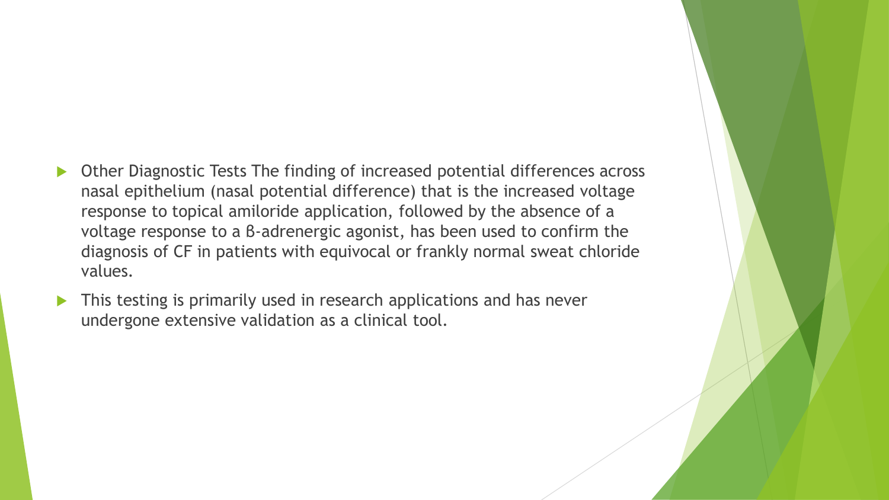- Other Diagnostic Tests The finding of increased potential differences across nasal epithelium (nasal potential difference) that is the increased voltage response to topical amiloride application, followed by the absence of a voltage response to a β-adrenergic agonist, has been used to confirm the diagnosis of CF in patients with equivocal or frankly normal sweat chloride values.
- This testing is primarily used in research applications and has never undergone extensive validation as a clinical tool.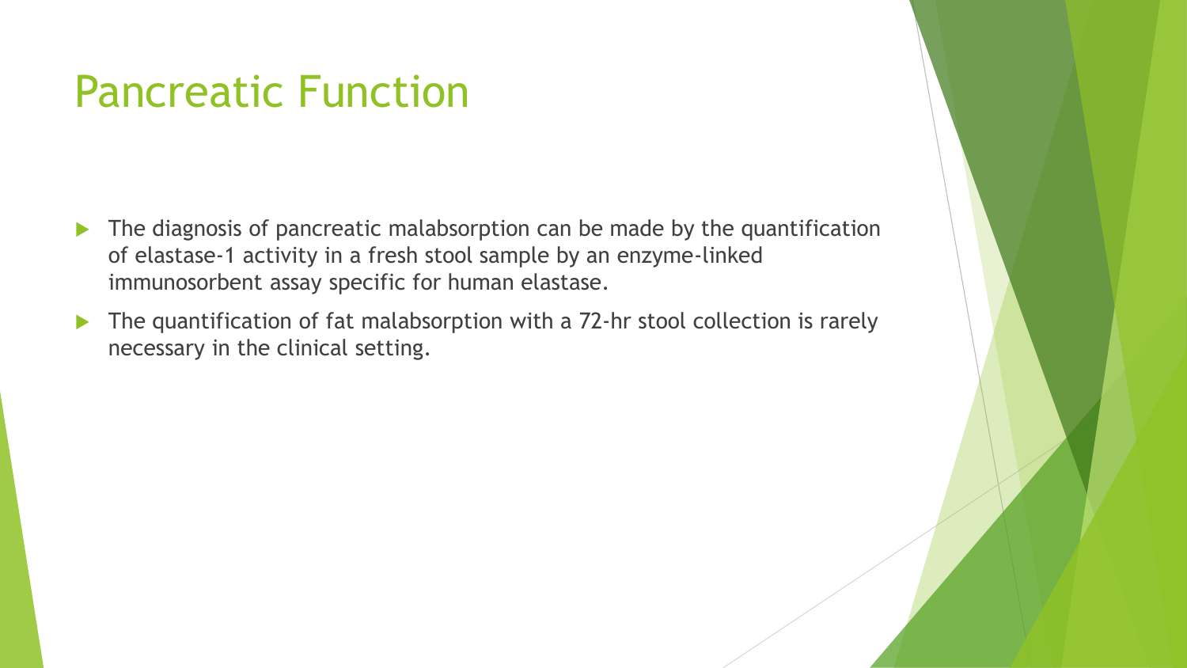# Pancreatic Function

- The diagnosis of pancreatic malabsorption can be made by the quantification of elastase-1 activity in a fresh stool sample by an enzyme-linked immunosorbent assay specific for human elastase.
- The quantification of fat malabsorption with a 72-hr stool collection is rarely necessary in the clinical setting.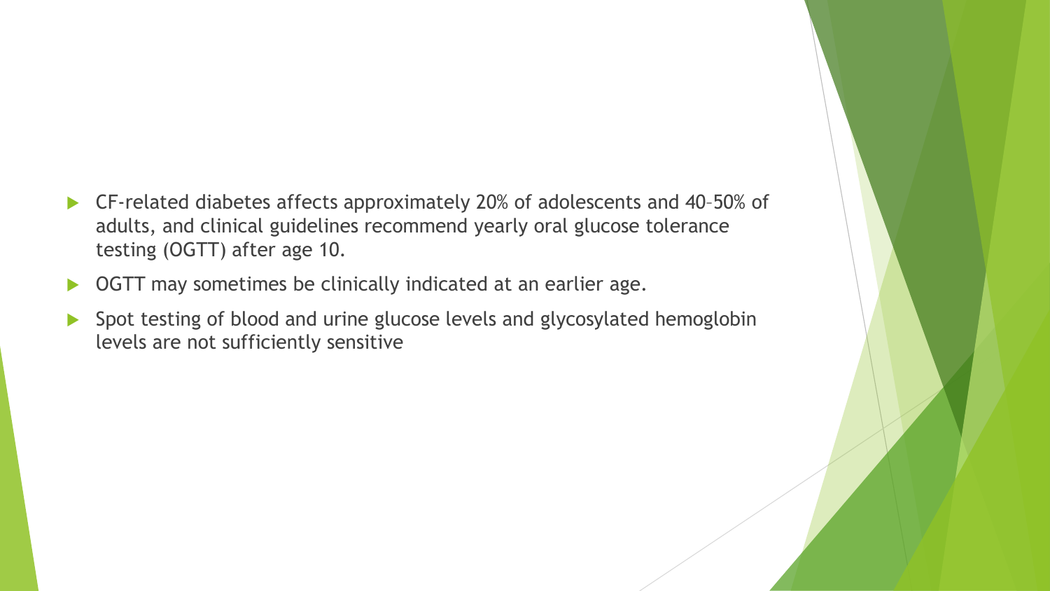- CF-related diabetes affects approximately 20% of adolescents and 40–50% of adults, and clinical guidelines recommend yearly oral glucose tolerance testing (OGTT) after age 10.
- OGTT may sometimes be clinically indicated at an earlier age.
- Spot testing of blood and urine glucose levels and glycosylated hemoglobin levels are not sufficiently sensitive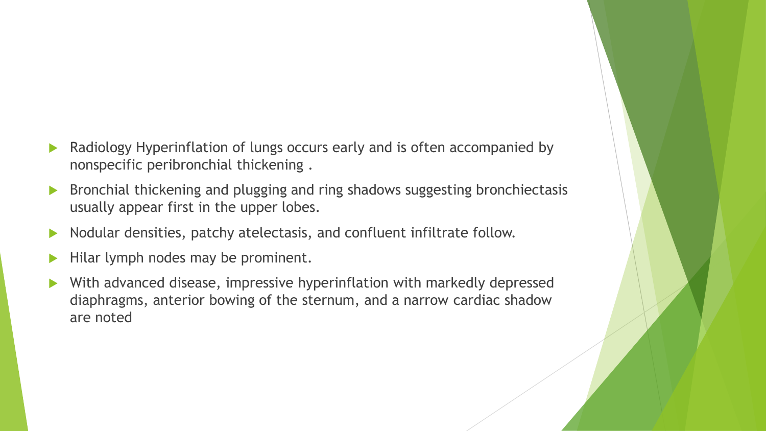- Radiology Hyperinflation of lungs occurs early and is often accompanied by nonspecific peribronchial thickening .
- Bronchial thickening and plugging and ring shadows suggesting bronchiectasis usually appear first in the upper lobes.
- Nodular densities, patchy atelectasis, and confluent infiltrate follow.
- Hilar lymph nodes may be prominent.
- With advanced disease, impressive hyperinflation with markedly depressed diaphragms, anterior bowing of the sternum, and a narrow cardiac shadow are noted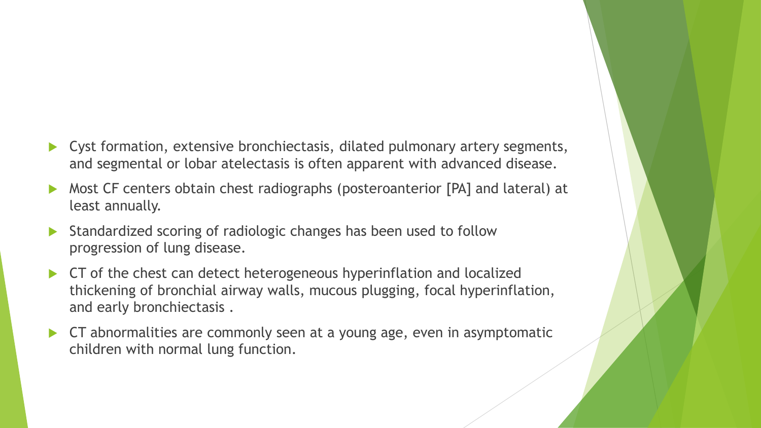- Cyst formation, extensive bronchiectasis, dilated pulmonary artery segments, and segmental or lobar atelectasis is often apparent with advanced disease.
- Most CF centers obtain chest radiographs (posteroanterior [PA] and lateral) at least annually.
- Standardized scoring of radiologic changes has been used to follow progression of lung disease.
- CT of the chest can detect heterogeneous hyperinflation and localized thickening of bronchial airway walls, mucous plugging, focal hyperinflation, and early bronchiectasis .
- CT abnormalities are commonly seen at a young age, even in asymptomatic children with normal lung function.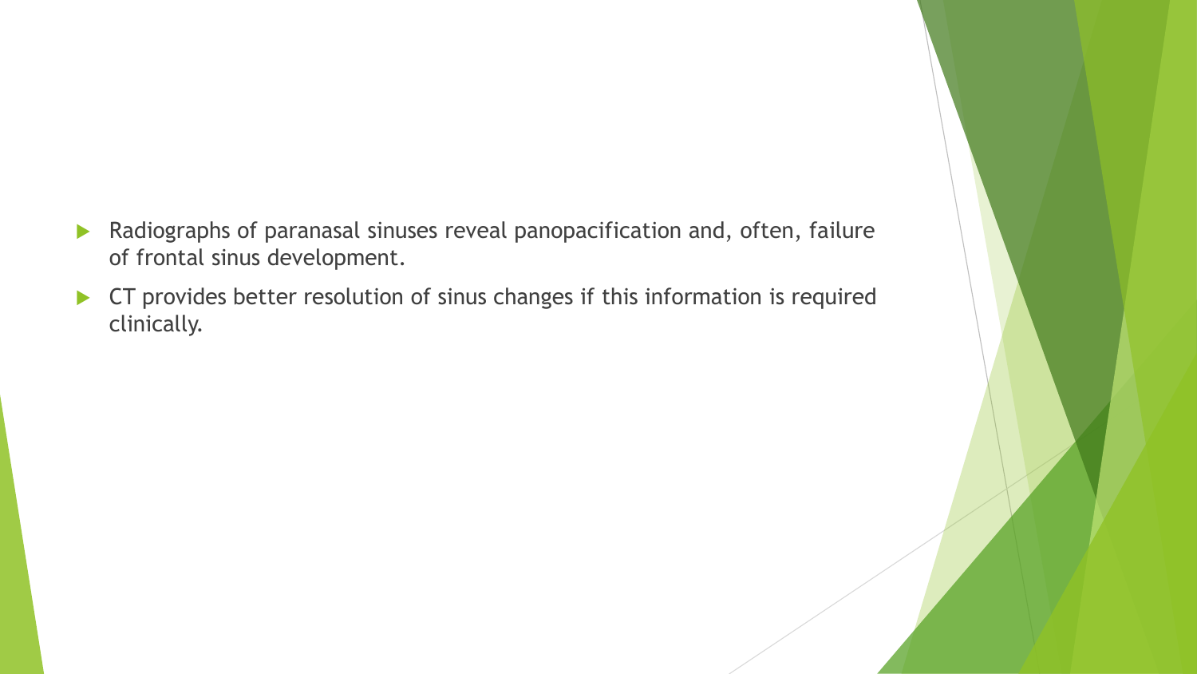- Radiographs of paranasal sinuses reveal panopacification and, often, failure of frontal sinus development.
- CT provides better resolution of sinus changes if this information is required clinically.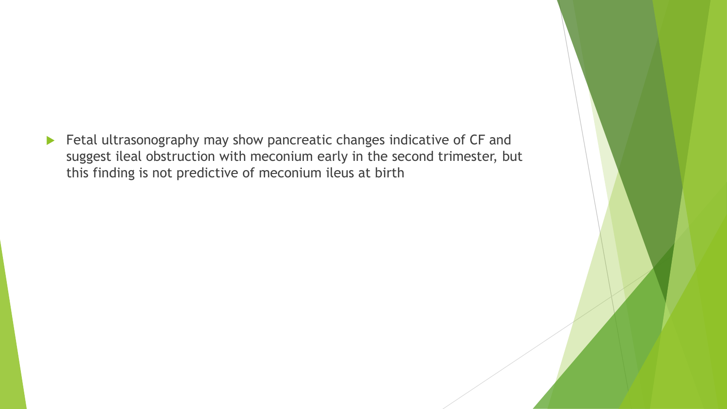- Fetal ultrasonography may show pancreatic changes indicative of CF and suggest ileal obstruction with meconium early in the second trimester, but this finding is not predictive of meconium ileus at birth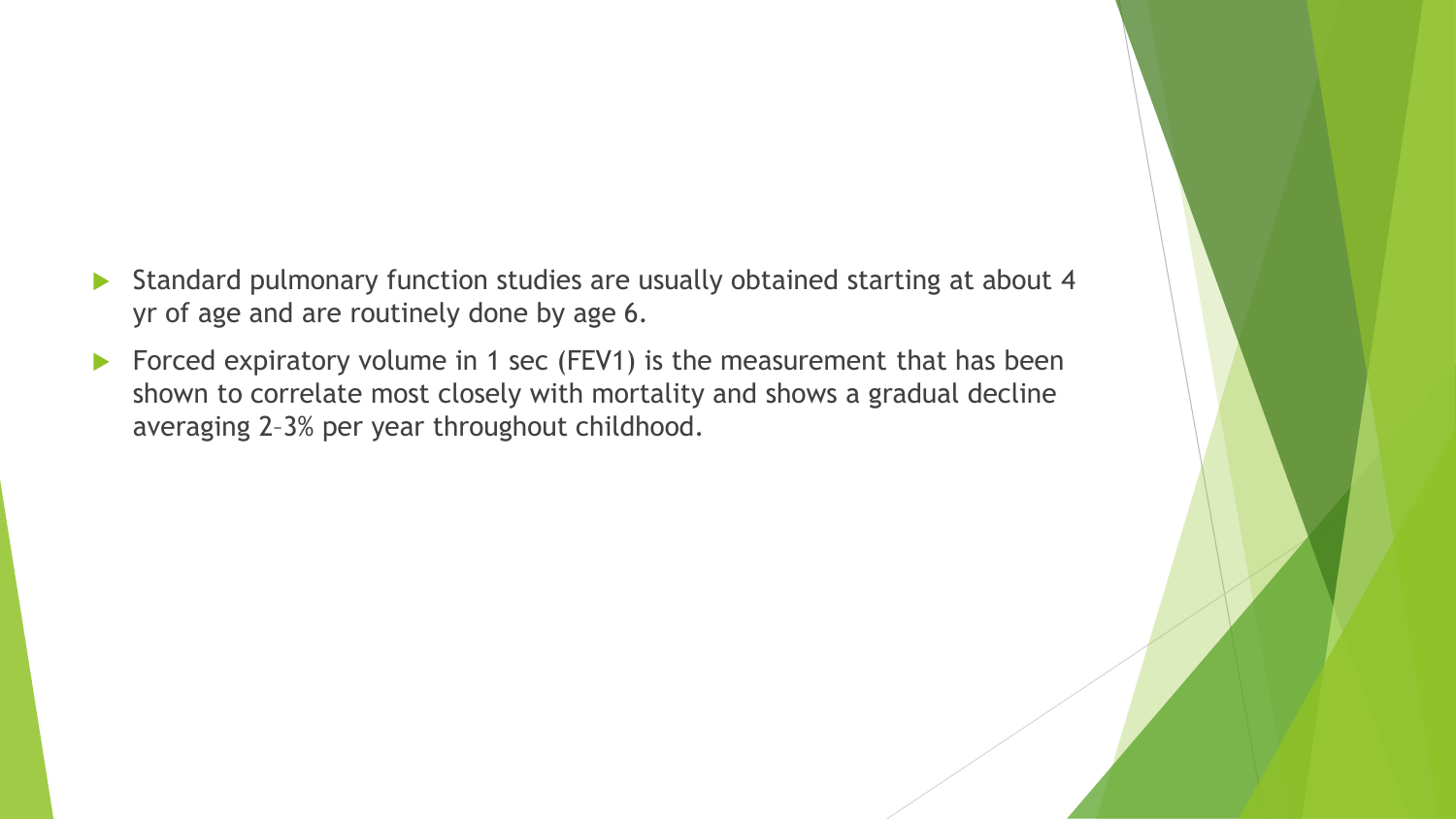- Standard pulmonary function studies are usually obtained starting at about 4 yr of age and are routinely done by age 6.
- Forced expiratory volume in 1 sec (FEV1) is the measurement that has been shown to correlate most closely with mortality and shows a gradual decline averaging 2–3% per year throughout childhood.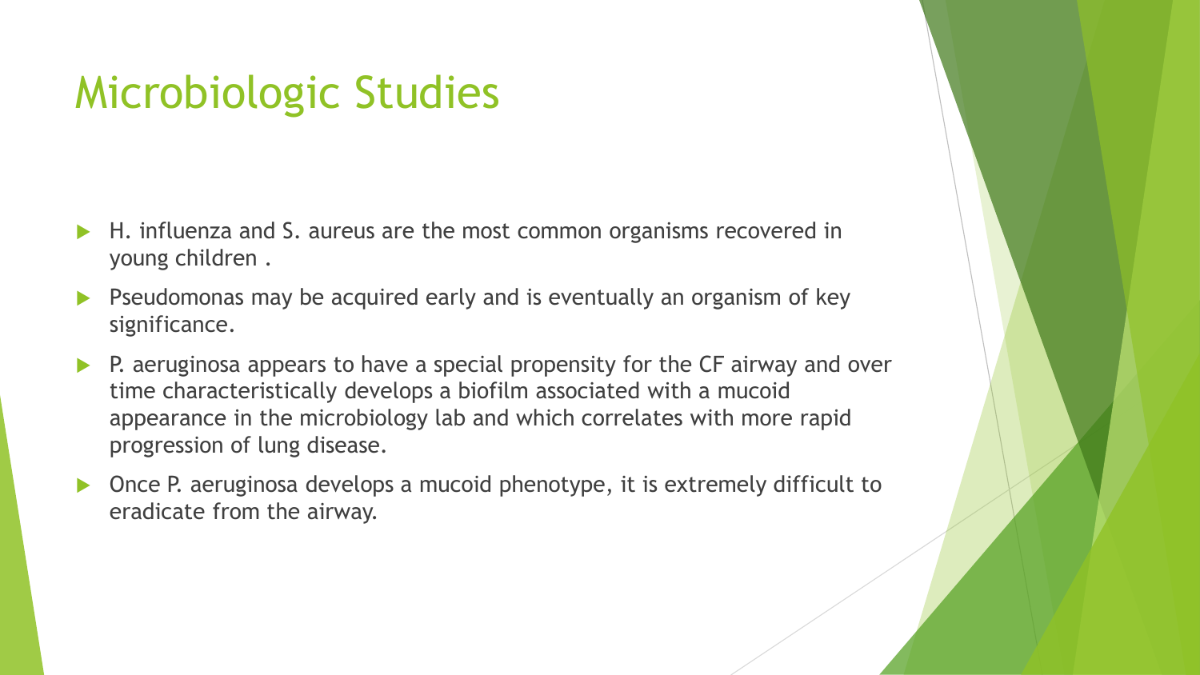# Microbiologic Studies

- H. influenza and S. aureus are the most common organisms recovered in young children .
- Pseudomonas may be acquired early and is eventually an organism of key significance.
- P. aeruginosa appears to have a special propensity for the CF airway and over time characteristically develops a biofilm associated with a mucoid appearance in the microbiology lab and which correlates with more rapid progression of lung disease.
- Once P. aeruginosa develops a mucoid phenotype, it is extremely difficult to eradicate from the airway.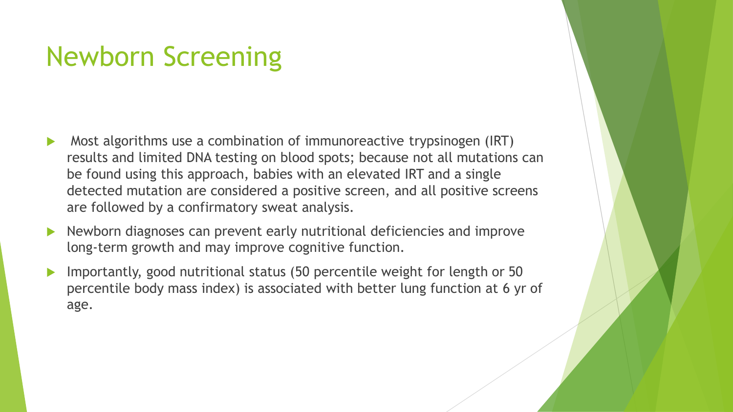# Newborn Screening

- Most algorithms use a combination of immunoreactive trypsinogen (IRT) results and limited DNA testing on blood spots; because not all mutations can be found using this approach, babies with an elevated IRT and a single detected mutation are considered a positive screen, and all positive screens are followed by a confirmatory sweat analysis.
- Newborn diagnoses can prevent early nutritional deficiencies and improve long-term growth and may improve cognitive function.
- Importantly, good nutritional status (50 percentile weight for length or 50 percentile body mass index) is associated with better lung function at 6 yr of age.